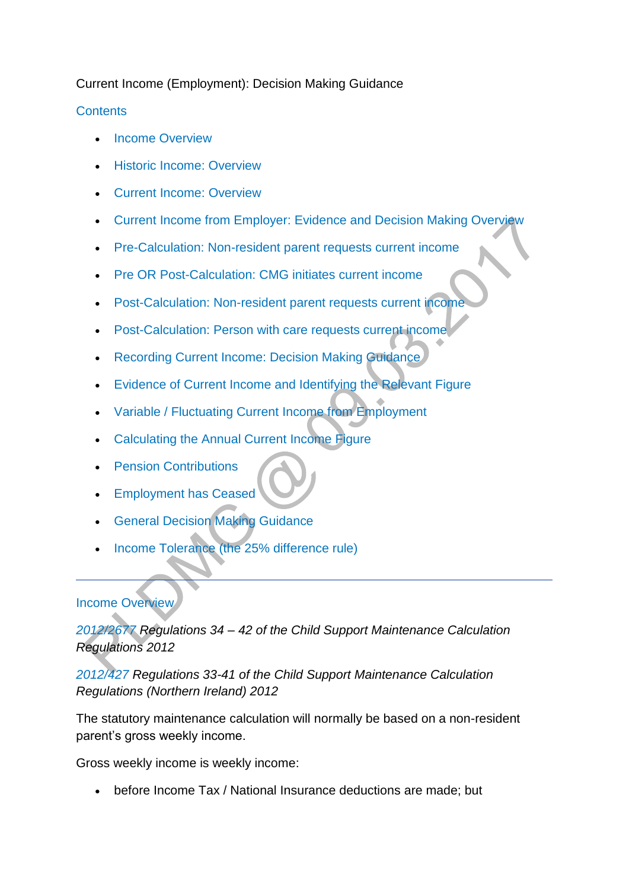Current Income (Employment): Decision Making Guidance

## Contents

- Income Overview
- Historic Income: Overview
- Current Income: Overview
- Current Income from Employer: Evidence and Decision Making Overview
- Pre-Calculation: Non-resident parent requests current income
- Pre OR Post-Calculation: CMG initiates current income
- Post-Calculation: Non-resident parent requests current income
- Post-Calculation: Person with care requests current income
- Recording Current Income: Decision Making Guidance
- Evidence of Current Income and Identifying the Relevant Figure
- Variable / Fluctuating Current Income from Employment
- Calculating the Annual Current Income Figure
- Pension Contributions
- Employment has Ceased
- General Decision Making Guidance
- Income Tolerance (the 25% difference rule)

---

## Income Overview

*2012/2677 Regulations 34 – 42 of the Child Support Maintenance Calculation Regulations 2012*

*2012/427 Regulations 33-41 of the Child Support Maintenance Calculation Regulations (Northern Ireland) 2012*

The statutory maintenance calculation will normally be based on a non-resident parent's gross weekly income.

Gross weekly income is weekly income:

- before Income Tax / National Insurance deductions are made; but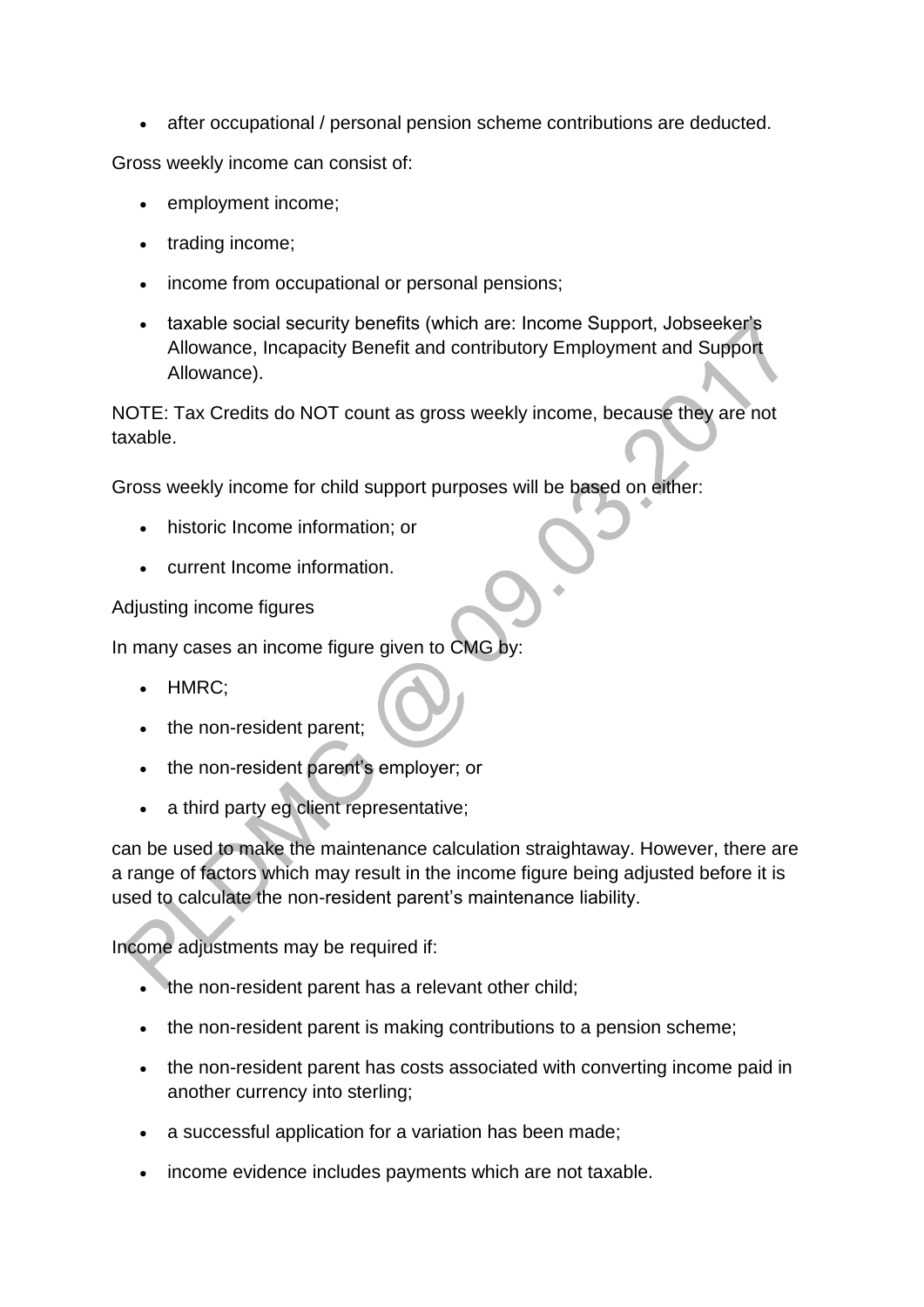- after occupational / personal pension scheme contributions are deducted.

Gross weekly income can consist of:

- employment income;
- trading income;
- income from occupational or personal pensions;
- taxable social security benefits (which are: Income Support, Jobseeker's Allowance, Incapacity Benefit and contributory Employment and Support Allowance).

NOTE: Tax Credits do NOT count as gross weekly income, because they are not taxable.

Gross weekly income for child support purposes will be based on either:

- historic Income information; or
- current Income information.

Adjusting income figures

In many cases an income figure given to CMG by:

- HMRC;
- the non-resident parent;
- the non-resident parent's employer; or
- a third party eg client representative;

can be used to make the maintenance calculation straightaway. However, there are a range of factors which may result in the income figure being adjusted before it is used to calculate the non-resident parent's maintenance liability.

Income adjustments may be required if:

- the non-resident parent has a relevant other child;
- the non-resident parent is making contributions to a pension scheme;
- the non-resident parent has costs associated with converting income paid in another currency into sterling;
- a successful application for a variation has been made;
- income evidence includes payments which are not taxable.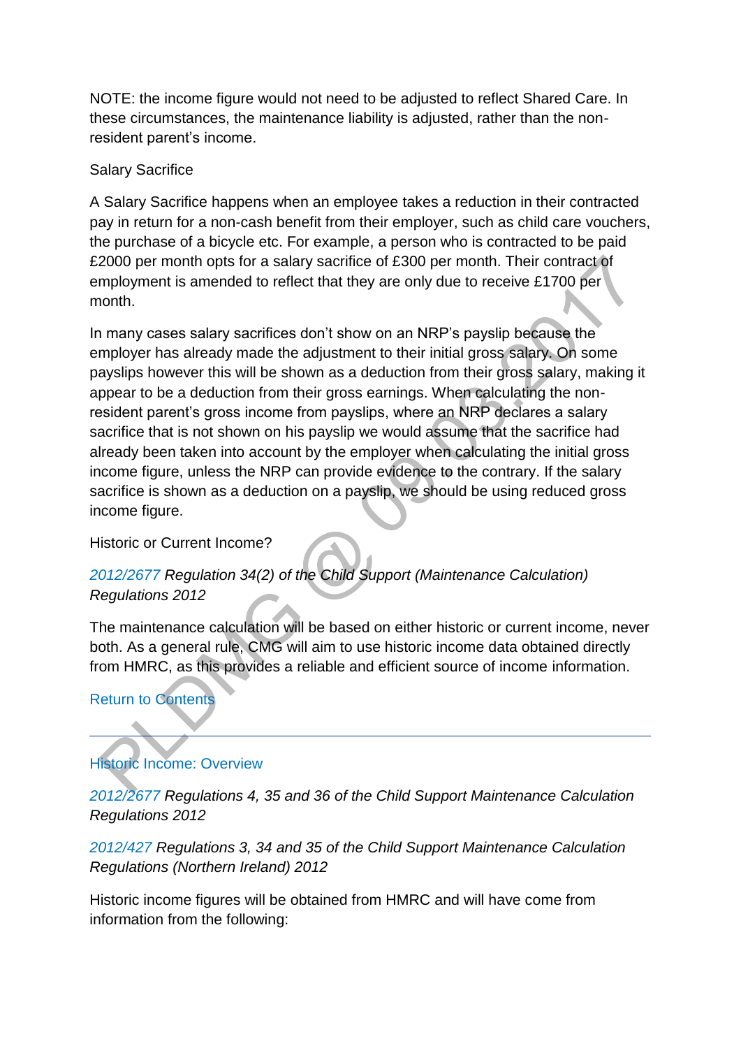NOTE: the income figure would not need to be adjusted to reflect Shared Care. In these circumstances, the maintenance liability is adjusted, rather than the non-resident parent's income.

Salary Sacrifice

A Salary Sacrifice happens when an employee takes a reduction in their contracted pay in return for a non-cash benefit from their employer, such as child care vouchers, the purchase of a bicycle etc. For example, a person who is contracted to be paid £2000 per month opts for a salary sacrifice of £300 per month. Their contract of employment is amended to reflect that they are only due to receive £1700 per month.

In many cases salary sacrifices don't show on an NRP's payslip because the employer has already made the adjustment to their initial gross salary. On some payslips however this will be shown as a deduction from their gross salary, making it appear to be a deduction from their gross earnings. When calculating the non-resident parent's gross income from payslips, where an NRP declares a salary sacrifice that is not shown on his payslip we would assume that the sacrifice had already been taken into account by the employer when calculating the initial gross income figure, unless the NRP can provide evidence to the contrary. If the salary sacrifice is shown as a deduction on a payslip, we should be using reduced gross income figure.

Historic or Current Income?

*2012/2677 Regulation 34(2) of the Child Support (Maintenance Calculation) Regulations 2012*

The maintenance calculation will be based on either historic or current income, never both. As a general rule, CMG will aim to use historic income data obtained directly from HMRC, as this provides a reliable and efficient source of income information.

Return to Contents

---

## Historic Income: Overview

*2012/2677 Regulations 4, 35 and 36 of the Child Support Maintenance Calculation Regulations 2012*

*2012/427 Regulations 3, 34 and 35 of the Child Support Maintenance Calculation Regulations (Northern Ireland) 2012*

Historic income figures will be obtained from HMRC and will have come from information from the following: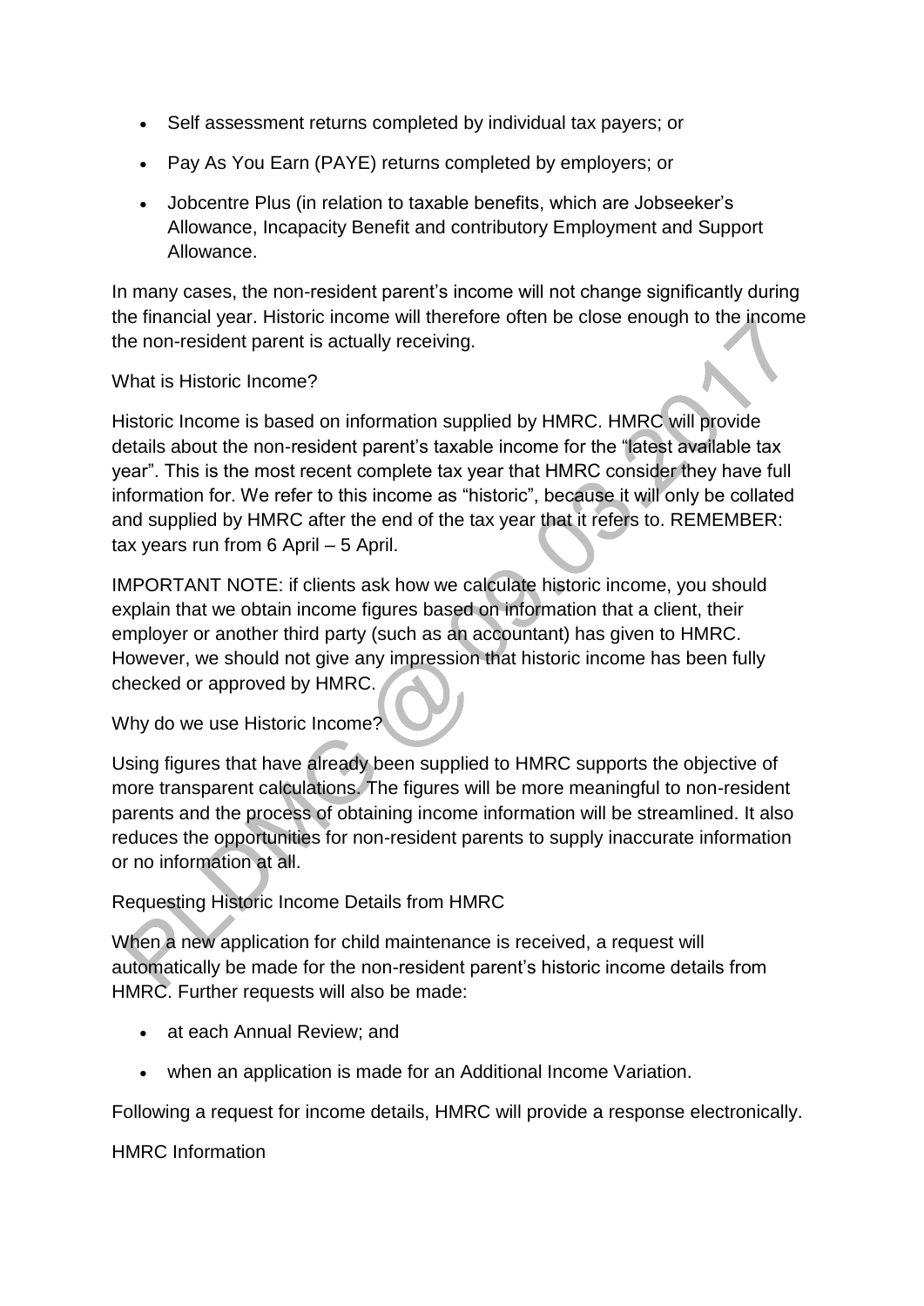- Self assessment returns completed by individual tax payers; or
- Pay As You Earn (PAYE) returns completed by employers; or
- Jobcentre Plus (in relation to taxable benefits, which are Jobseeker's Allowance, Incapacity Benefit and contributory Employment and Support Allowance.

In many cases, the non-resident parent's income will not change significantly during the financial year. Historic income will therefore often be close enough to the income the non-resident parent is actually receiving.

What is Historic Income?

Historic Income is based on information supplied by HMRC. HMRC will provide details about the non-resident parent's taxable income for the "latest available tax year". This is the most recent complete tax year that HMRC consider they have full information for. We refer to this income as "historic", because it will only be collated and supplied by HMRC after the end of the tax year that it refers to. REMEMBER: tax years run from 6 April – 5 April.

IMPORTANT NOTE: if clients ask how we calculate historic income, you should explain that we obtain income figures based on information that a client, their employer or another third party (such as an accountant) has given to HMRC. However, we should not give any impression that historic income has been fully checked or approved by HMRC.

Why do we use Historic Income?

Using figures that have already been supplied to HMRC supports the objective of more transparent calculations. The figures will be more meaningful to non-resident parents and the process of obtaining income information will be streamlined. It also reduces the opportunities for non-resident parents to supply inaccurate information or no information at all.

Requesting Historic Income Details from HMRC

When a new application for child maintenance is received, a request will automatically be made for the non-resident parent's historic income details from HMRC. Further requests will also be made:

- at each Annual Review; and
- when an application is made for an Additional Income Variation.

Following a request for income details, HMRC will provide a response electronically.

HMRC Information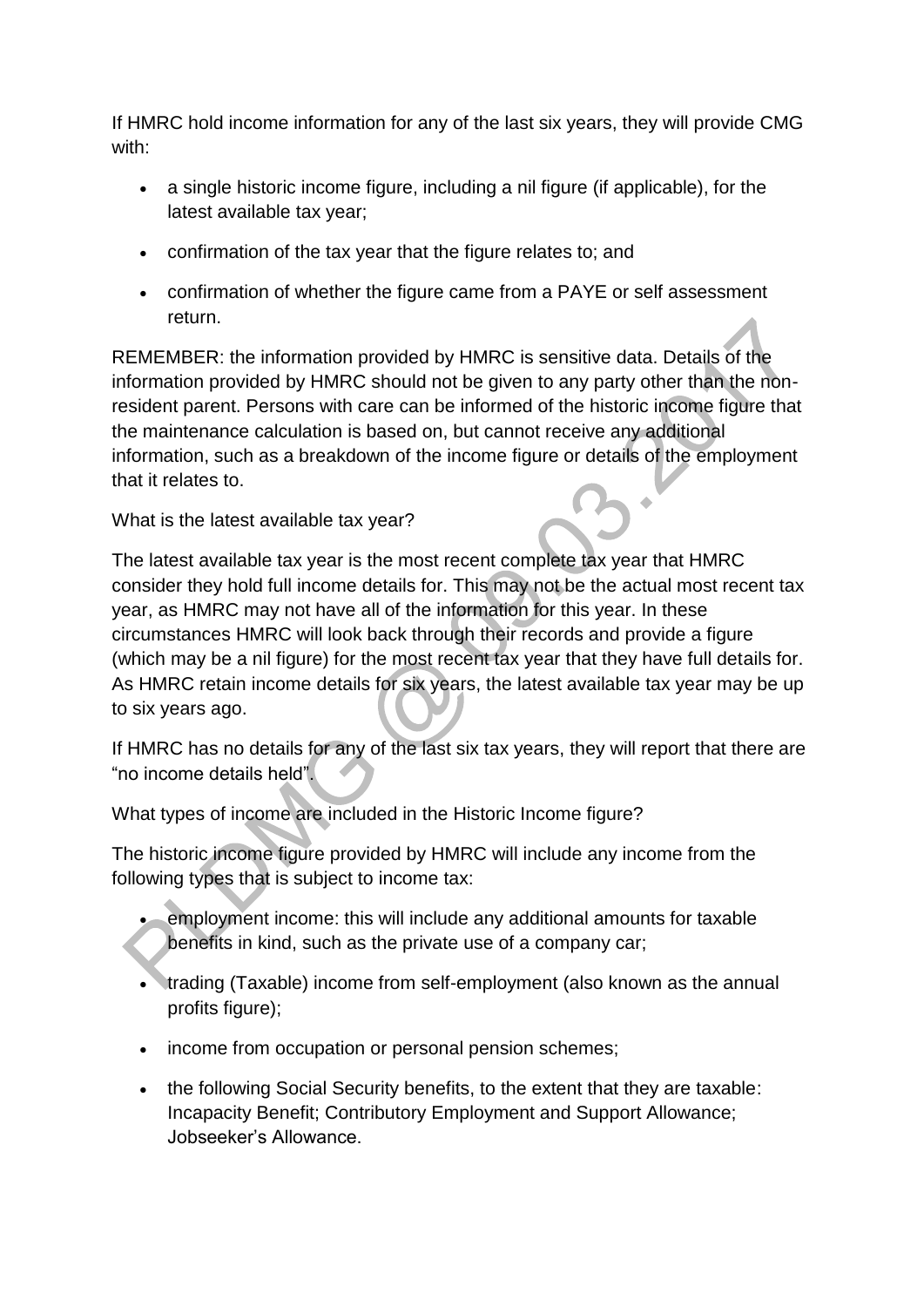If HMRC hold income information for any of the last six years, they will provide CMG with:

- a single historic income figure, including a nil figure (if applicable), for the latest available tax year;
- confirmation of the tax year that the figure relates to; and
- confirmation of whether the figure came from a PAYE or self assessment return.

REMEMBER: the information provided by HMRC is sensitive data. Details of the information provided by HMRC should not be given to any party other than the non-resident parent. Persons with care can be informed of the historic income figure that the maintenance calculation is based on, but cannot receive any additional information, such as a breakdown of the income figure or details of the employment that it relates to.

What is the latest available tax year?

The latest available tax year is the most recent complete tax year that HMRC consider they hold full income details for. This may not be the actual most recent tax year, as HMRC may not have all of the information for this year. In these circumstances HMRC will look back through their records and provide a figure (which may be a nil figure) for the most recent tax year that they have full details for. As HMRC retain income details for six years, the latest available tax year may be up to six years ago.

If HMRC has no details for any of the last six tax years, they will report that there are "no income details held".

What types of income are included in the Historic Income figure?

The historic income figure provided by HMRC will include any income from the following types that is subject to income tax:

- employment income: this will include any additional amounts for taxable benefits in kind, such as the private use of a company car;
- trading (Taxable) income from self-employment (also known as the annual profits figure);
- income from occupation or personal pension schemes;
- the following Social Security benefits, to the extent that they are taxable: Incapacity Benefit; Contributory Employment and Support Allowance; Jobseeker's Allowance.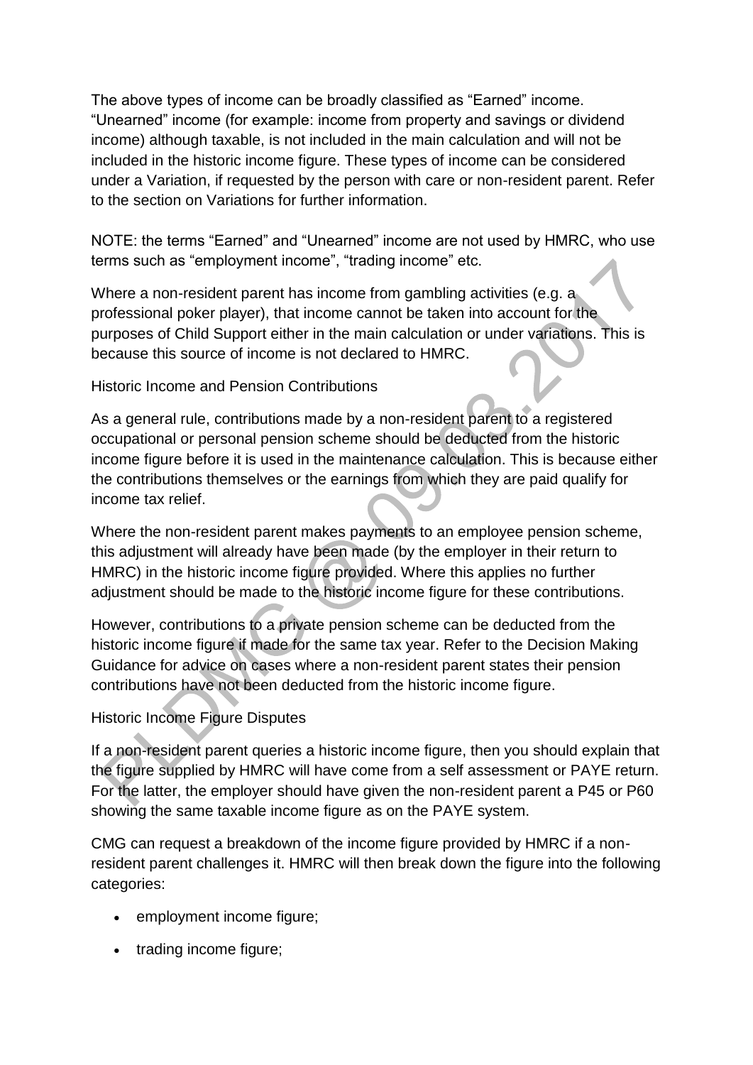The above types of income can be broadly classified as “Earned” income. “Unearned” income (for example: income from property and savings or dividend income) although taxable, is not included in the main calculation and will not be included in the historic income figure. These types of income can be considered under a Variation, if requested by the person with care or non-resident parent. Refer to the section on Variations for further information.

NOTE: the terms “Earned” and “Unearned” income are not used by HMRC, who use terms such as “employment income”, “trading income” etc.

Where a non-resident parent has income from gambling activities (e.g. a professional poker player), that income cannot be taken into account for the purposes of Child Support either in the main calculation or under variations. This is because this source of income is not declared to HMRC.

## Historic Income and Pension Contributions

As a general rule, contributions made by a non-resident parent to a registered occupational or personal pension scheme should be deducted from the historic income figure before it is used in the maintenance calculation. This is because either the contributions themselves or the earnings from which they are paid qualify for income tax relief.

Where the non-resident parent makes payments to an employee pension scheme, this adjustment will already have been made (by the employer in their return to HMRC) in the historic income figure provided. Where this applies no further adjustment should be made to the historic income figure for these contributions.

However, contributions to a private pension scheme can be deducted from the historic income figure if made for the same tax year. Refer to the Decision Making Guidance for advice on cases where a non-resident parent states their pension contributions have not been deducted from the historic income figure.

## Historic Income Figure Disputes

If a non-resident parent queries a historic income figure, then you should explain that the figure supplied by HMRC will have come from a self assessment or PAYE return. For the latter, the employer should have given the non-resident parent a P45 or P60 showing the same taxable income figure as on the PAYE system.

CMG can request a breakdown of the income figure provided by HMRC if a non-resident parent challenges it. HMRC will then break down the figure into the following categories:

- employment income figure;
- trading income figure;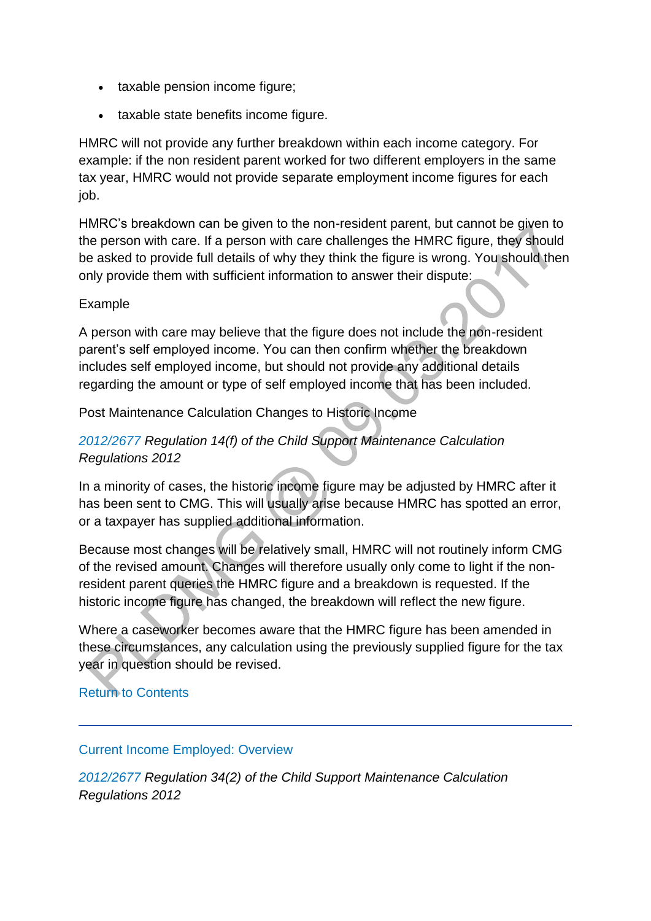- taxable pension income figure;
- taxable state benefits income figure.

HMRC will not provide any further breakdown within each income category. For example: if the non resident parent worked for two different employers in the same tax year, HMRC would not provide separate employment income figures for each job.

HMRC's breakdown can be given to the non-resident parent, but cannot be given to the person with care. If a person with care challenges the HMRC figure, they should be asked to provide full details of why they think the figure is wrong. You should then only provide them with sufficient information to answer their dispute:

Example

A person with care may believe that the figure does not include the non-resident parent's self employed income. You can then confirm whether the breakdown includes self employed income, but should not provide any additional details regarding the amount or type of self employed income that has been included.

Post Maintenance Calculation Changes to Historic Income

*2012/2677 Regulation 14(f) of the Child Support Maintenance Calculation Regulations 2012*

In a minority of cases, the historic income figure may be adjusted by HMRC after it has been sent to CMG. This will usually arise because HMRC has spotted an error, or a taxpayer has supplied additional information.

Because most changes will be relatively small, HMRC will not routinely inform CMG of the revised amount. Changes will therefore usually only come to light if the non-resident parent queries the HMRC figure and a breakdown is requested. If the historic income figure has changed, the breakdown will reflect the new figure.

Where a caseworker becomes aware that the HMRC figure has been amended in these circumstances, any calculation using the previously supplied figure for the tax year in question should be revised.

Return to Contents

---

## Current Income Employed: Overview

*2012/2677 Regulation 34(2) of the Child Support Maintenance Calculation Regulations 2012*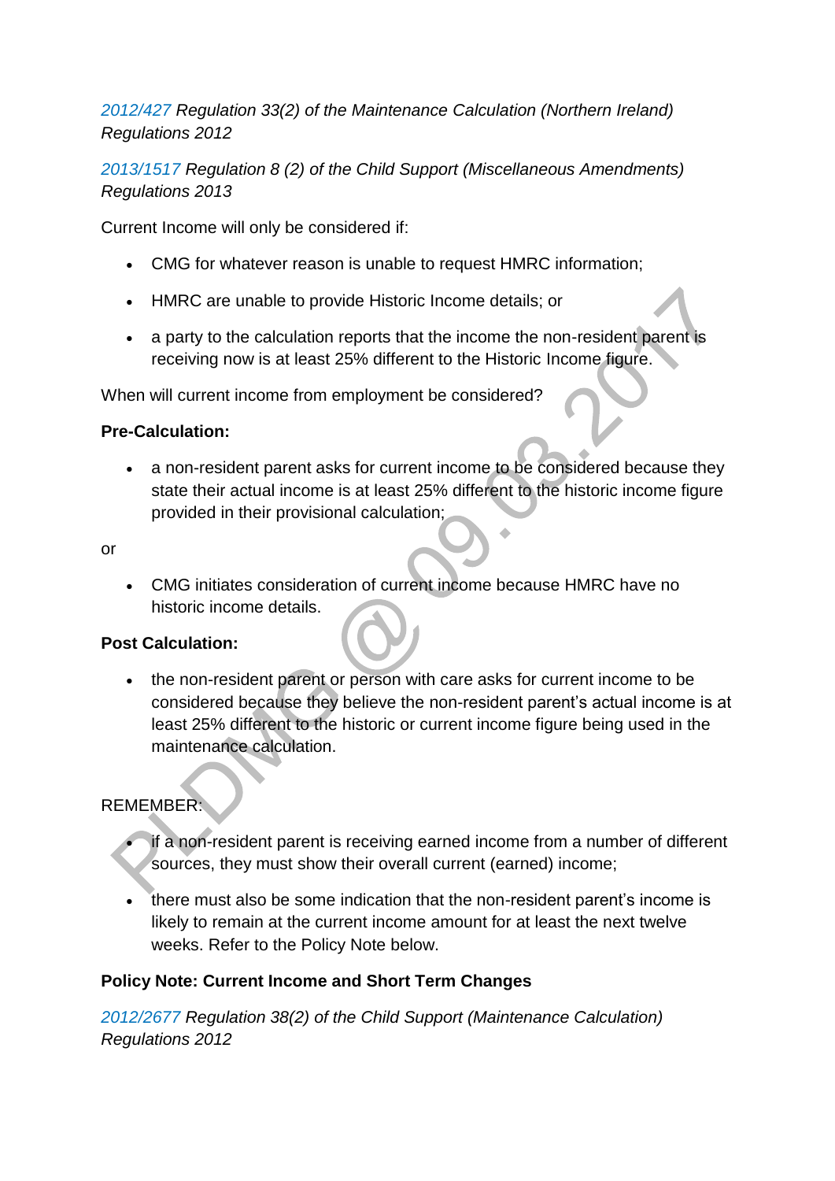*2012/427 Regulation 33(2) of the Maintenance Calculation (Northern Ireland) Regulations 2012*

*2013/1517 Regulation 8 (2) of the Child Support (Miscellaneous Amendments) Regulations 2013*

Current Income will only be considered if:

- CMG for whatever reason is unable to request HMRC information;
- HMRC are unable to provide Historic Income details; or
- a party to the calculation reports that the income the non-resident parent is receiving now is at least 25% different to the Historic Income figure.

When will current income from employment be considered?

**Pre-Calculation:**

- a non-resident parent asks for current income to be considered because they state their actual income is at least 25% different to the historic income figure provided in their provisional calculation;

or

- CMG initiates consideration of current income because HMRC have no historic income details.

**Post Calculation:**

- the non-resident parent or person with care asks for current income to be considered because they believe the non-resident parent's actual income is at least 25% different to the historic or current income figure being used in the maintenance calculation.

REMEMBER:

- if a non-resident parent is receiving earned income from a number of different sources, they must show their overall current (earned) income;
- there must also be some indication that the non-resident parent's income is likely to remain at the current income amount for at least the next twelve weeks. Refer to the Policy Note below.

**Policy Note: Current Income and Short Term Changes**

*2012/2677 Regulation 38(2) of the Child Support (Maintenance Calculation) Regulations 2012*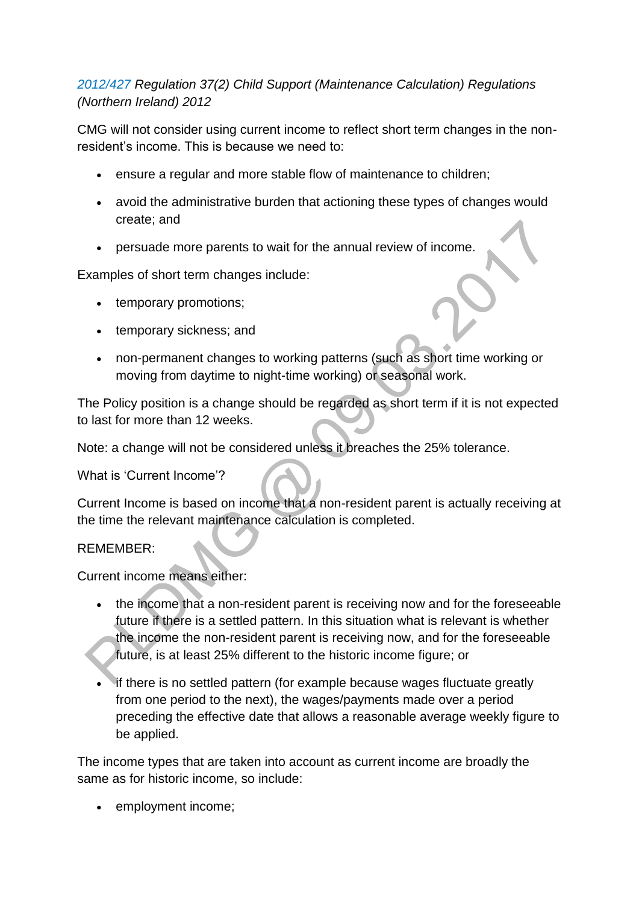*[2012/427](#) Regulation 37(2) Child Support (Maintenance Calculation) Regulations (Northern Ireland) 2012*

CMG will not consider using current income to reflect short term changes in the non-resident's income. This is because we need to:

- ensure a regular and more stable flow of maintenance to children;
- avoid the administrative burden that actioning these types of changes would create; and
- persuade more parents to wait for the annual review of income.

Examples of short term changes include:

- temporary promotions;
- temporary sickness; and
- non-permanent changes to working patterns (such as short time working or moving from daytime to night-time working) or seasonal work.

The Policy position is a change should be regarded as short term if it is not expected to last for more than 12 weeks.

Note: a change will not be considered unless it breaches the 25% tolerance.

What is 'Current Income'?

Current Income is based on income that a non-resident parent is actually receiving at the time the relevant maintenance calculation is completed.

REMEMBER:

Current income means either:

- the income that a non-resident parent is receiving now and for the foreseeable future if there is a settled pattern. In this situation what is relevant is whether the income the non-resident parent is receiving now, and for the foreseeable future, is at least 25% different to the historic income figure; or
- if there is no settled pattern (for example because wages fluctuate greatly from one period to the next), the wages/payments made over a period preceding the effective date that allows a reasonable average weekly figure to be applied.

The income types that are taken into account as current income are broadly the same as for historic income, so include:

- employment income;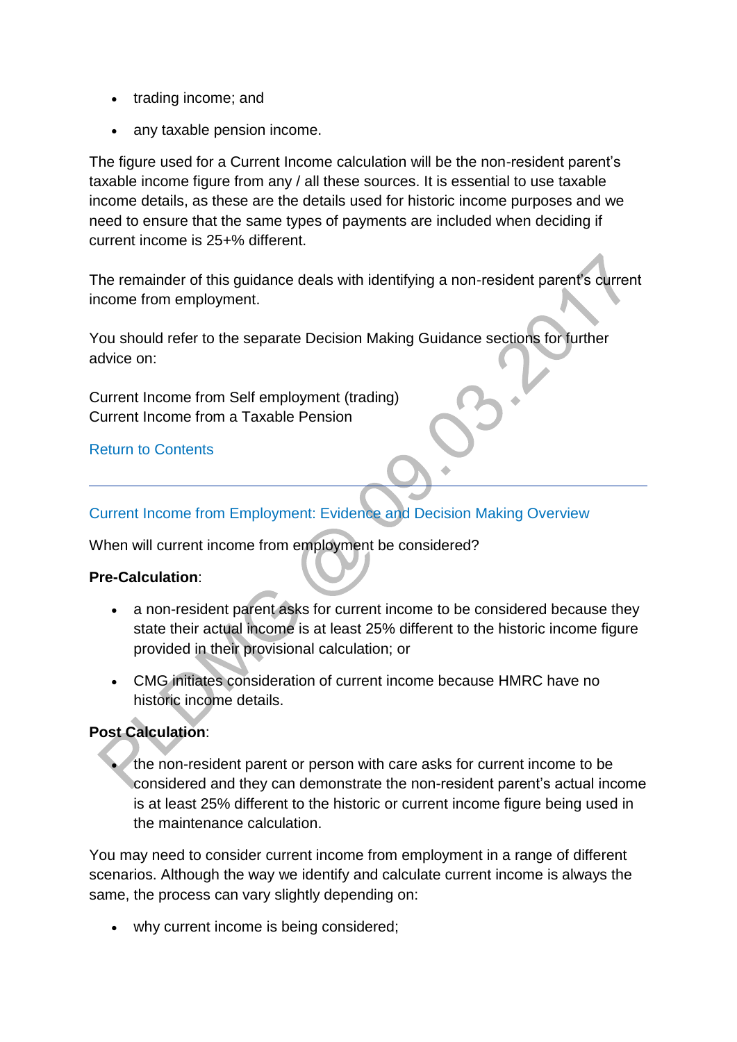- trading income; and
- any taxable pension income.

The figure used for a Current Income calculation will be the non-resident parent's taxable income figure from any / all these sources. It is essential to use taxable income details, as these are the details used for historic income purposes and we need to ensure that the same types of payments are included when deciding if current income is 25+% different.

The remainder of this guidance deals with identifying a non-resident parent's current income from employment.

You should refer to the separate Decision Making Guidance sections for further advice on:

Current Income from Self employment (trading)
Current Income from a Taxable Pension

Return to Contents

---

## Current Income from Employment: Evidence and Decision Making Overview

When will current income from employment be considered?

**Pre-Calculation**:

- a non-resident parent asks for current income to be considered because they state their actual income is at least 25% different to the historic income figure provided in their provisional calculation; or
- CMG initiates consideration of current income because HMRC have no historic income details.

**Post Calculation**:

- the non-resident parent or person with care asks for current income to be considered and they can demonstrate the non-resident parent's actual income is at least 25% different to the historic or current income figure being used in the maintenance calculation.

You may need to consider current income from employment in a range of different scenarios. Although the way we identify and calculate current income is always the same, the process can vary slightly depending on:

- why current income is being considered;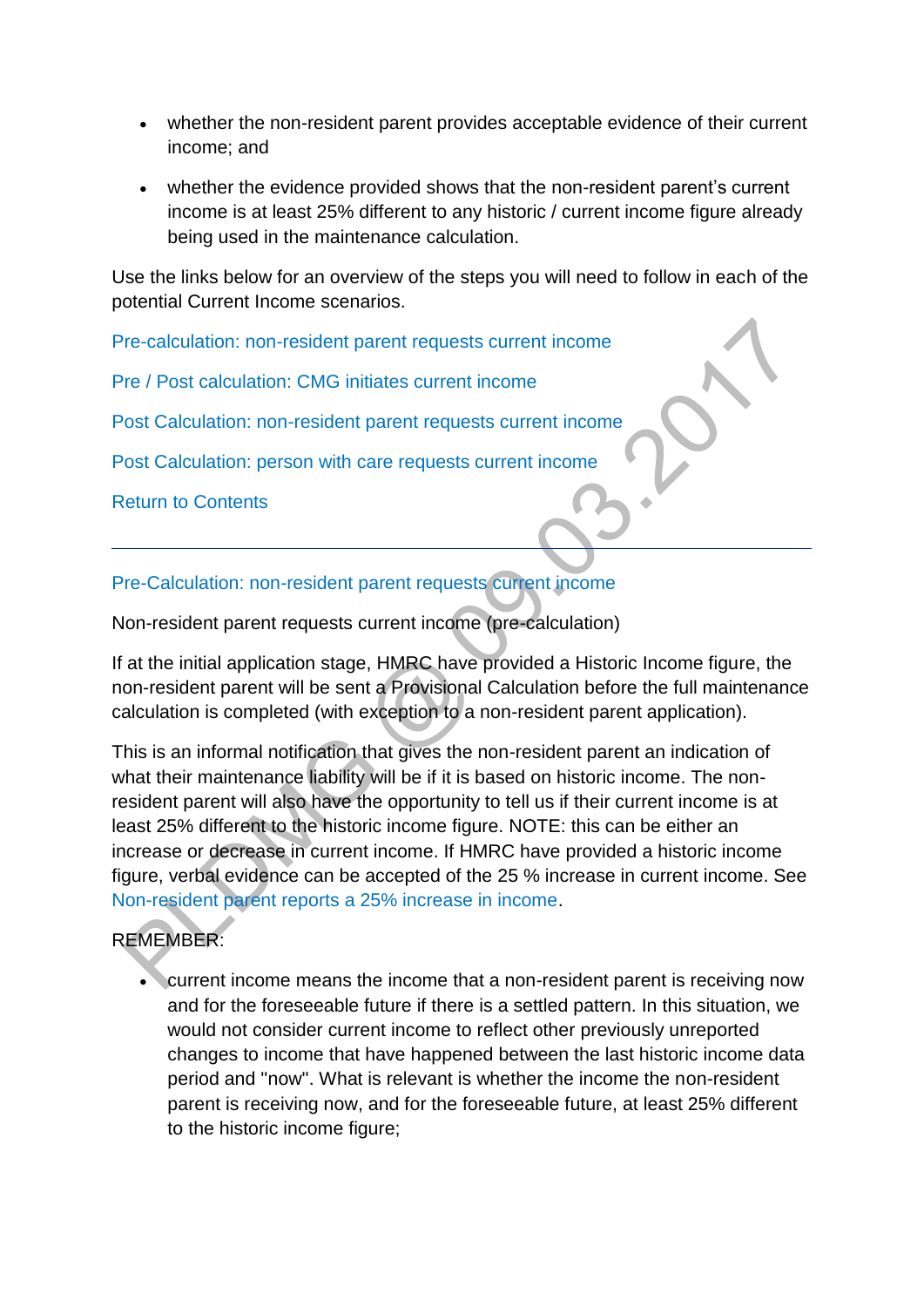- whether the non-resident parent provides acceptable evidence of their current income; and
- whether the evidence provided shows that the non-resident parent's current income is at least 25% different to any historic / current income figure already being used in the maintenance calculation.

Use the links below for an overview of the steps you will need to follow in each of the potential Current Income scenarios.

Pre-calculation: non-resident parent requests current income

Pre / Post calculation: CMG initiates current income

Post Calculation: non-resident parent requests current income

Post Calculation: person with care requests current income

Return to Contents

---

## Pre-Calculation: non-resident parent requests current income

Non-resident parent requests current income (pre-calculation)

If at the initial application stage, HMRC have provided a Historic Income figure, the non-resident parent will be sent a Provisional Calculation before the full maintenance calculation is completed (with exception to a non-resident parent application).

This is an informal notification that gives the non-resident parent an indication of what their maintenance liability will be if it is based on historic income. The non-resident parent will also have the opportunity to tell us if their current income is at least 25% different to the historic income figure. NOTE: this can be either an increase or decrease in current income. If HMRC have provided a historic income figure, verbal evidence can be accepted of the 25 % increase in current income. See Non-resident parent reports a 25% increase in income.

REMEMBER:

- current income means the income that a non-resident parent is receiving now and for the foreseeable future if there is a settled pattern. In this situation, we would not consider current income to reflect other previously unreported changes to income that have happened between the last historic income data period and "now". What is relevant is whether the income the non-resident parent is receiving now, and for the foreseeable future, at least 25% different to the historic income figure;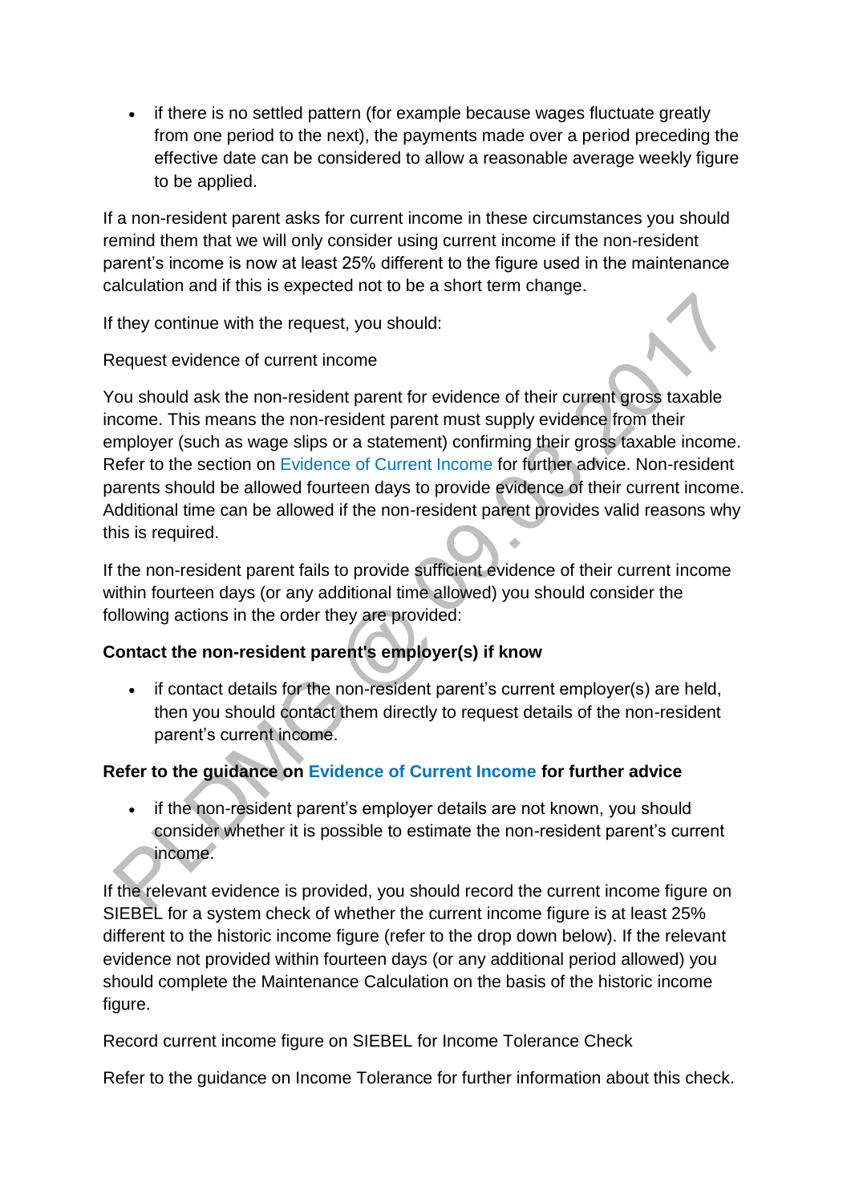- if there is no settled pattern (for example because wages fluctuate greatly from one period to the next), the payments made over a period preceding the effective date can be considered to allow a reasonable average weekly figure to be applied.

If a non-resident parent asks for current income in these circumstances you should remind them that we will only consider using current income if the non-resident parent's income is now at least 25% different to the figure used in the maintenance calculation and if this is expected not to be a short term change.

If they continue with the request, you should:

Request evidence of current income

You should ask the non-resident parent for evidence of their current gross taxable income. This means the non-resident parent must supply evidence from their employer (such as wage slips or a statement) confirming their gross taxable income. Refer to the section on Evidence of Current Income for further advice. Non-resident parents should be allowed fourteen days to provide evidence of their current income. Additional time can be allowed if the non-resident parent provides valid reasons why this is required.

If the non-resident parent fails to provide sufficient evidence of their current income within fourteen days (or any additional time allowed) you should consider the following actions in the order they are provided:

**Contact the non-resident parent's employer(s) if know**

- if contact details for the non-resident parent's current employer(s) are held, then you should contact them directly to request details of the non-resident parent's current income.

**Refer to the guidance on Evidence of Current Income for further advice**

- if the non-resident parent's employer details are not known, you should consider whether it is possible to estimate the non-resident parent's current income.

If the relevant evidence is provided, you should record the current income figure on SIEBEL for a system check of whether the current income figure is at least 25% different to the historic income figure (refer to the drop down below). If the relevant evidence not provided within fourteen days (or any additional period allowed) you should complete the Maintenance Calculation on the basis of the historic income figure.

Record current income figure on SIEBEL for Income Tolerance Check

Refer to the guidance on Income Tolerance for further information about this check.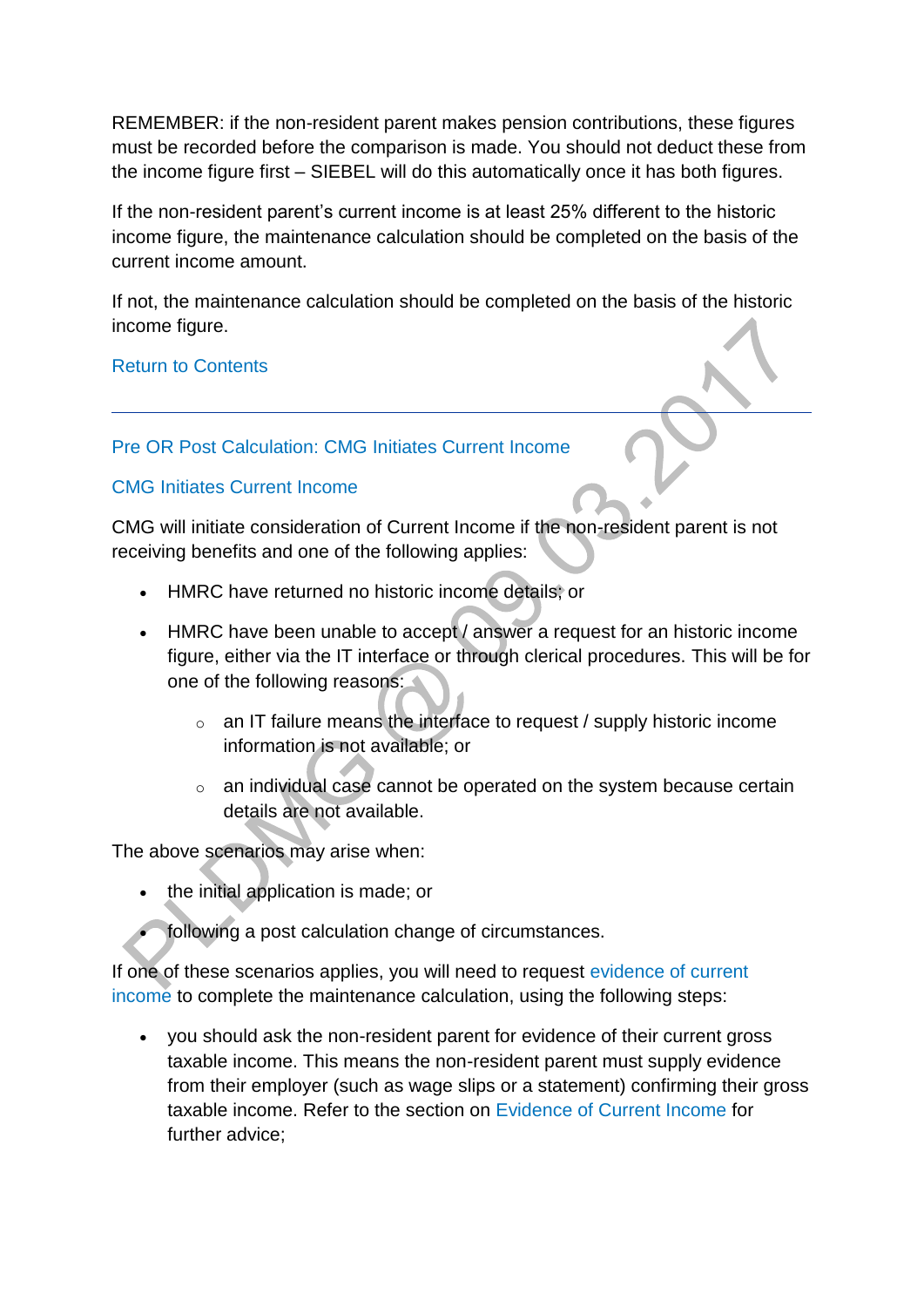REMEMBER: if the non-resident parent makes pension contributions, these figures must be recorded before the comparison is made. You should not deduct these from the income figure first – SIEBEL will do this automatically once it has both figures.

If the non-resident parent's current income is at least 25% different to the historic income figure, the maintenance calculation should be completed on the basis of the current income amount.

If not, the maintenance calculation should be completed on the basis of the historic income figure.

Return to Contents

---

## Pre OR Post Calculation: CMG Initiates Current Income

### CMG Initiates Current Income

CMG will initiate consideration of Current Income if the non-resident parent is not receiving benefits and one of the following applies:

- HMRC have returned no historic income details; or
- HMRC have been unable to accept / answer a request for an historic income figure, either via the IT interface or through clerical procedures. This will be for one of the following reasons:
  - an IT failure means the interface to request / supply historic income information is not available; or
  - an individual case cannot be operated on the system because certain details are not available.

The above scenarios may arise when:

- the initial application is made; or
- following a post calculation change of circumstances.

If one of these scenarios applies, you will need to request evidence of current income to complete the maintenance calculation, using the following steps:

- you should ask the non-resident parent for evidence of their current gross taxable income. This means the non-resident parent must supply evidence from their employer (such as wage slips or a statement) confirming their gross taxable income. Refer to the section on Evidence of Current Income for further advice;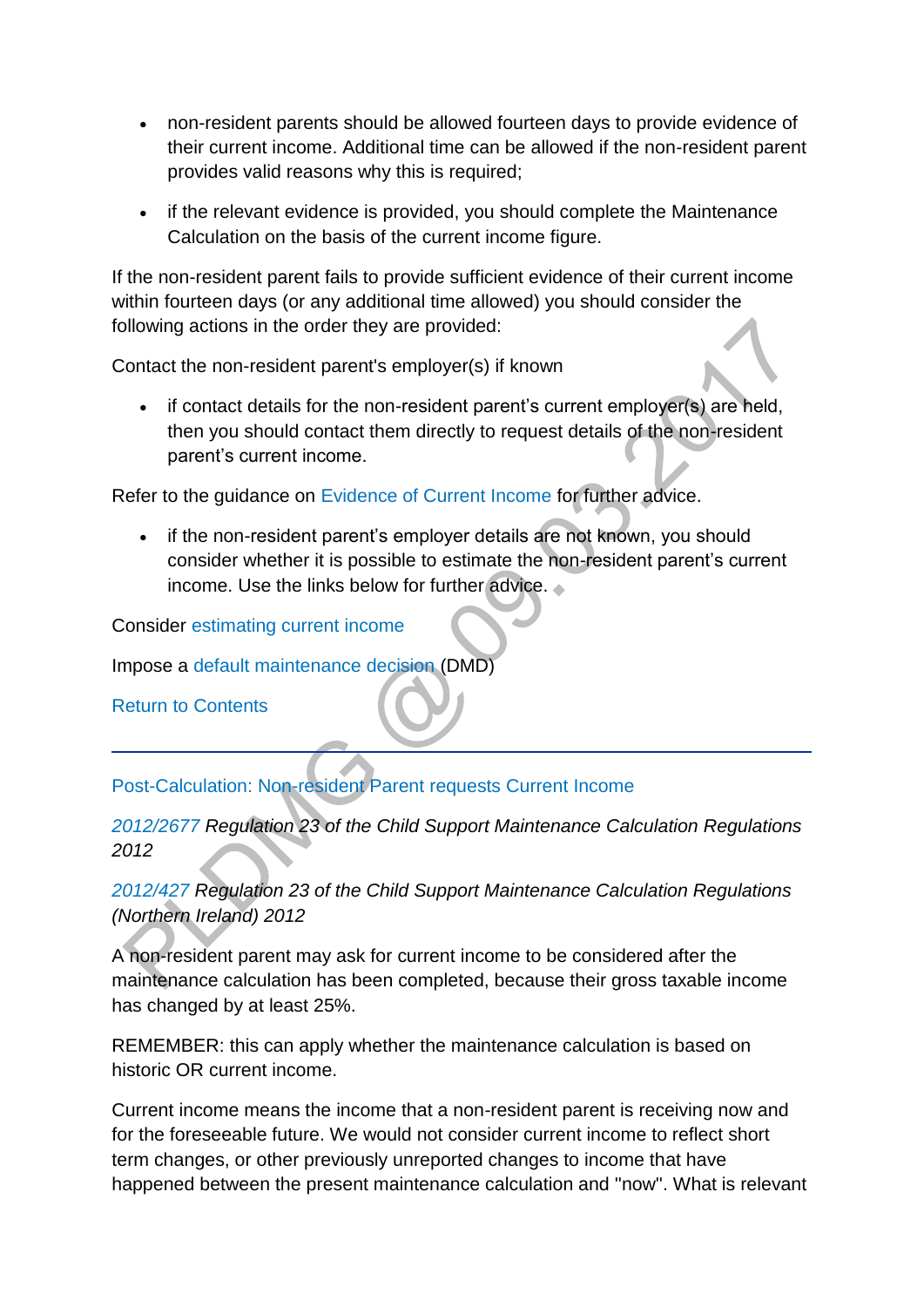- non-resident parents should be allowed fourteen days to provide evidence of their current income. Additional time can be allowed if the non-resident parent provides valid reasons why this is required;
- if the relevant evidence is provided, you should complete the Maintenance Calculation on the basis of the current income figure.

If the non-resident parent fails to provide sufficient evidence of their current income within fourteen days (or any additional time allowed) you should consider the following actions in the order they are provided:

Contact the non-resident parent's employer(s) if known

- if contact details for the non-resident parent's current employer(s) are held, then you should contact them directly to request details of the non-resident parent's current income.

Refer to the guidance on Evidence of Current Income for further advice.

- if the non-resident parent's employer details are not known, you should consider whether it is possible to estimate the non-resident parent's current income. Use the links below for further advice.

Consider estimating current income

Impose a default maintenance decision (DMD)

Return to Contents

---

## Post-Calculation: Non-resident Parent requests Current Income

*2012/2677 Regulation 23 of the Child Support Maintenance Calculation Regulations 2012*

*2012/427 Regulation 23 of the Child Support Maintenance Calculation Regulations (Northern Ireland) 2012*

A non-resident parent may ask for current income to be considered after the maintenance calculation has been completed, because their gross taxable income has changed by at least 25%.

REMEMBER: this can apply whether the maintenance calculation is based on historic OR current income.

Current income means the income that a non-resident parent is receiving now and for the foreseeable future. We would not consider current income to reflect short term changes, or other previously unreported changes to income that have happened between the present maintenance calculation and "now". What is relevant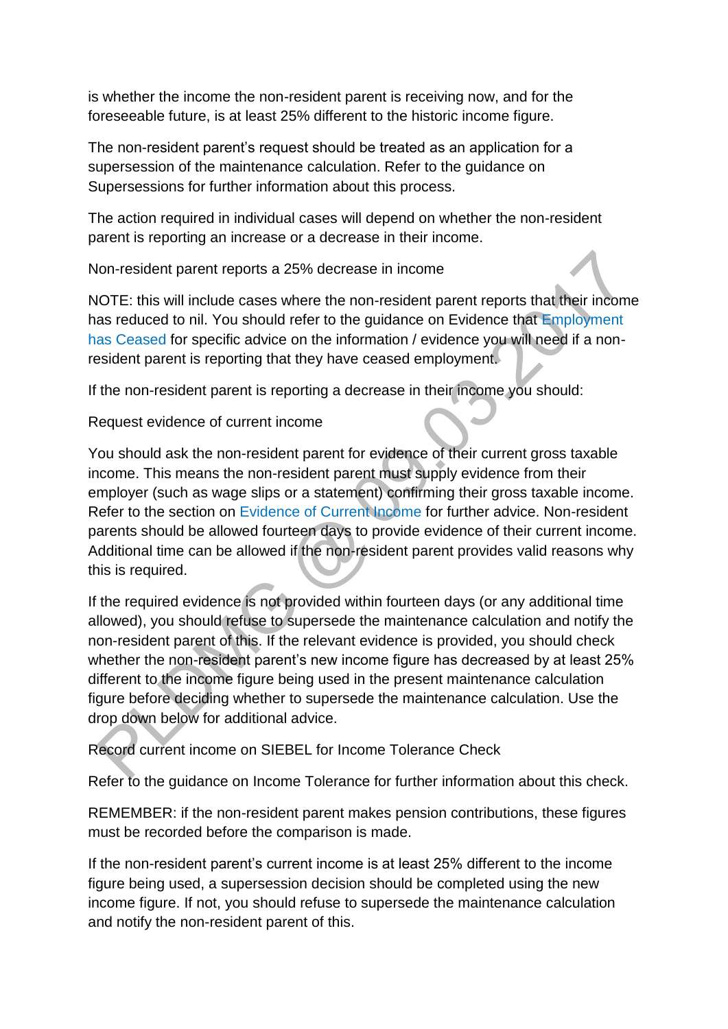is whether the income the non-resident parent is receiving now, and for the foreseeable future, is at least 25% different to the historic income figure.

The non-resident parent's request should be treated as an application for a supersession of the maintenance calculation. Refer to the guidance on Supersessions for further information about this process.

The action required in individual cases will depend on whether the non-resident parent is reporting an increase or a decrease in their income.

Non-resident parent reports a 25% decrease in income

NOTE: this will include cases where the non-resident parent reports that their income has reduced to nil. You should refer to the guidance on Evidence that Employment has Ceased for specific advice on the information / evidence you will need if a non-resident parent is reporting that they have ceased employment.

If the non-resident parent is reporting a decrease in their income you should:

Request evidence of current income

You should ask the non-resident parent for evidence of their current gross taxable income. This means the non-resident parent must supply evidence from their employer (such as wage slips or a statement) confirming their gross taxable income. Refer to the section on Evidence of Current Income for further advice. Non-resident parents should be allowed fourteen days to provide evidence of their current income. Additional time can be allowed if the non-resident parent provides valid reasons why this is required.

If the required evidence is not provided within fourteen days (or any additional time allowed), you should refuse to supersede the maintenance calculation and notify the non-resident parent of this. If the relevant evidence is provided, you should check whether the non-resident parent's new income figure has decreased by at least 25% different to the income figure being used in the present maintenance calculation figure before deciding whether to supersede the maintenance calculation. Use the drop down below for additional advice.

Record current income on SIEBEL for Income Tolerance Check

Refer to the guidance on Income Tolerance for further information about this check.

REMEMBER: if the non-resident parent makes pension contributions, these figures must be recorded before the comparison is made.

If the non-resident parent's current income is at least 25% different to the income figure being used, a supersession decision should be completed using the new income figure. If not, you should refuse to supersede the maintenance calculation and notify the non-resident parent of this.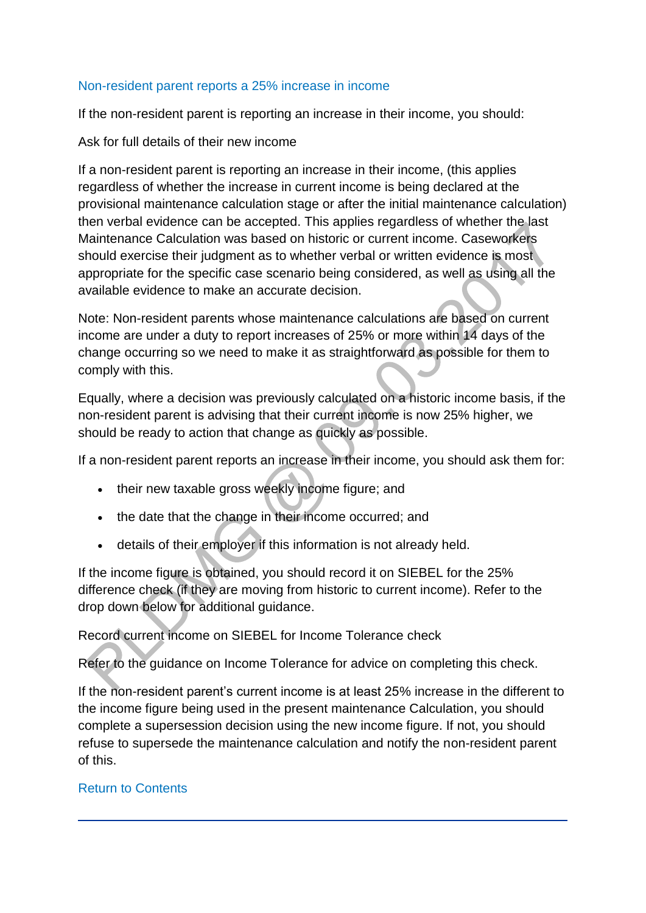## Non-resident parent reports a 25% increase in income

If the non-resident parent is reporting an increase in their income, you should:

Ask for full details of their new income

If a non-resident parent is reporting an increase in their income, (this applies regardless of whether the increase in current income is being declared at the provisional maintenance calculation stage or after the initial maintenance calculation) then verbal evidence can be accepted. This applies regardless of whether the last Maintenance Calculation was based on historic or current income. Caseworkers should exercise their judgment as to whether verbal or written evidence is most appropriate for the specific case scenario being considered, as well as using all the available evidence to make an accurate decision.

Note: Non-resident parents whose maintenance calculations are based on current income are under a duty to report increases of 25% or more within 14 days of the change occurring so we need to make it as straightforward as possible for them to comply with this.

Equally, where a decision was previously calculated on a historic income basis, if the non-resident parent is advising that their current income is now 25% higher, we should be ready to action that change as quickly as possible.

If a non-resident parent reports an increase in their income, you should ask them for:

- their new taxable gross weekly income figure; and
- the date that the change in their income occurred; and
- details of their employer if this information is not already held.

If the income figure is obtained, you should record it on SIEBEL for the 25% difference check (if they are moving from historic to current income). Refer to the drop down below for additional guidance.

Record current income on SIEBEL for Income Tolerance check

Refer to the guidance on Income Tolerance for advice on completing this check.

If the non-resident parent's current income is at least 25% increase in the different to the income figure being used in the present maintenance Calculation, you should complete a supersession decision using the new income figure. If not, you should refuse to supersede the maintenance calculation and notify the non-resident parent of this.

Return to Contents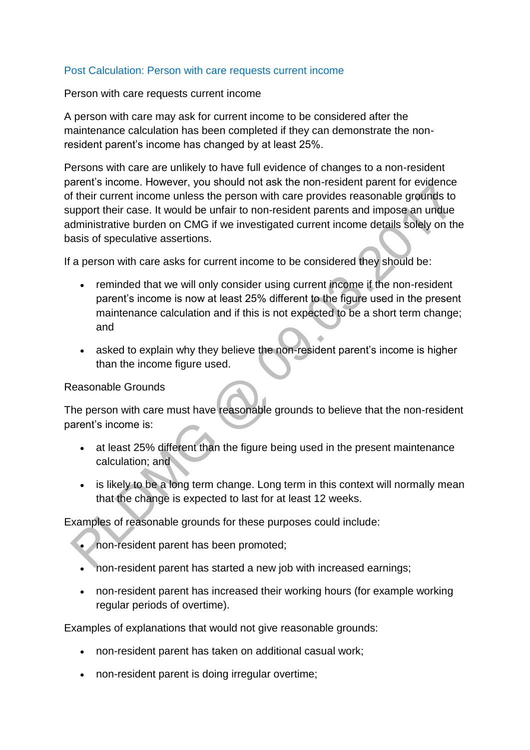## Post Calculation: Person with care requests current income

Person with care requests current income

A person with care may ask for current income to be considered after the maintenance calculation has been completed if they can demonstrate the non-resident parent's income has changed by at least 25%.

Persons with care are unlikely to have full evidence of changes to a non-resident parent's income. However, you should not ask the non-resident parent for evidence of their current income unless the person with care provides reasonable grounds to support their case. It would be unfair to non-resident parents and impose an undue administrative burden on CMG if we investigated current income details solely on the basis of speculative assertions.

If a person with care asks for current income to be considered they should be:

- reminded that we will only consider using current income if the non-resident parent's income is now at least 25% different to the figure used in the present maintenance calculation and if this is not expected to be a short term change; and
- asked to explain why they believe the non-resident parent's income is higher than the income figure used.

Reasonable Grounds

The person with care must have reasonable grounds to believe that the non-resident parent's income is:

- at least 25% different than the figure being used in the present maintenance calculation; and
- is likely to be a long term change. Long term in this context will normally mean that the change is expected to last for at least 12 weeks.

Examples of reasonable grounds for these purposes could include:

- non-resident parent has been promoted;
- non-resident parent has started a new job with increased earnings;
- non-resident parent has increased their working hours (for example working regular periods of overtime).

Examples of explanations that would not give reasonable grounds:

- non-resident parent has taken on additional casual work;
- non-resident parent is doing irregular overtime;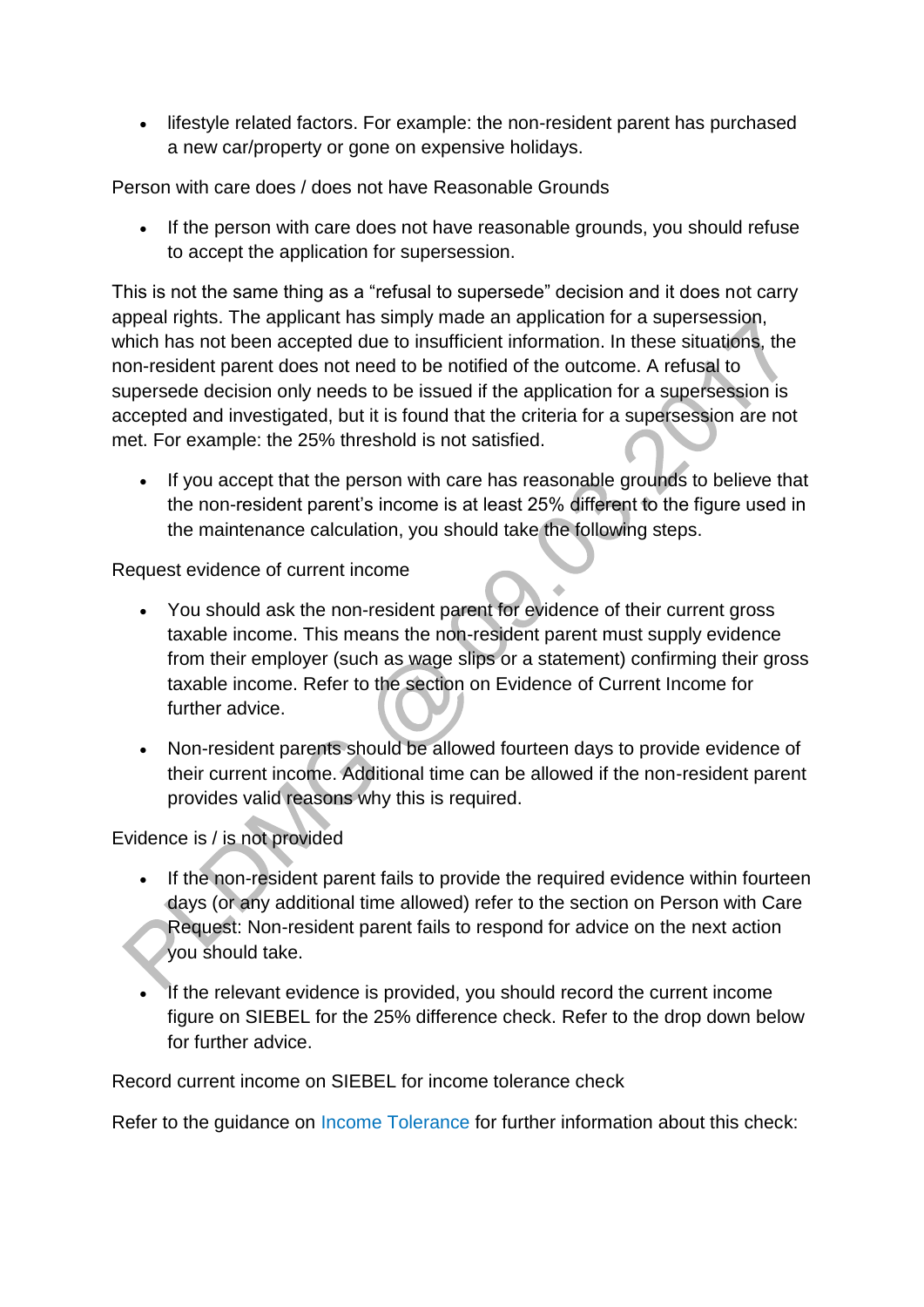- lifestyle related factors. For example: the non-resident parent has purchased a new car/property or gone on expensive holidays.

Person with care does / does not have Reasonable Grounds

- If the person with care does not have reasonable grounds, you should refuse to accept the application for supersession.

This is not the same thing as a “refusal to supersede” decision and it does not carry appeal rights. The applicant has simply made an application for a supersession, which has not been accepted due to insufficient information. In these situations, the non-resident parent does not need to be notified of the outcome. A refusal to supersede decision only needs to be issued if the application for a supersession is accepted and investigated, but it is found that the criteria for a supersession are not met. For example: the 25% threshold is not satisfied.

- If you accept that the person with care has reasonable grounds to believe that the non-resident parent’s income is at least 25% different to the figure used in the maintenance calculation, you should take the following steps.

Request evidence of current income

- You should ask the non-resident parent for evidence of their current gross taxable income. This means the non-resident parent must supply evidence from their employer (such as wage slips or a statement) confirming their gross taxable income. Refer to the section on Evidence of Current Income for further advice.
- Non-resident parents should be allowed fourteen days to provide evidence of their current income. Additional time can be allowed if the non-resident parent provides valid reasons why this is required.

Evidence is / is not provided

- If the non-resident parent fails to provide the required evidence within fourteen days (or any additional time allowed) refer to the section on Person with Care Request: Non-resident parent fails to respond for advice on the next action you should take.
- If the relevant evidence is provided, you should record the current income figure on SIEBEL for the 25% difference check. Refer to the drop down below for further advice.

Record current income on SIEBEL for income tolerance check

Refer to the guidance on Income Tolerance for further information about this check: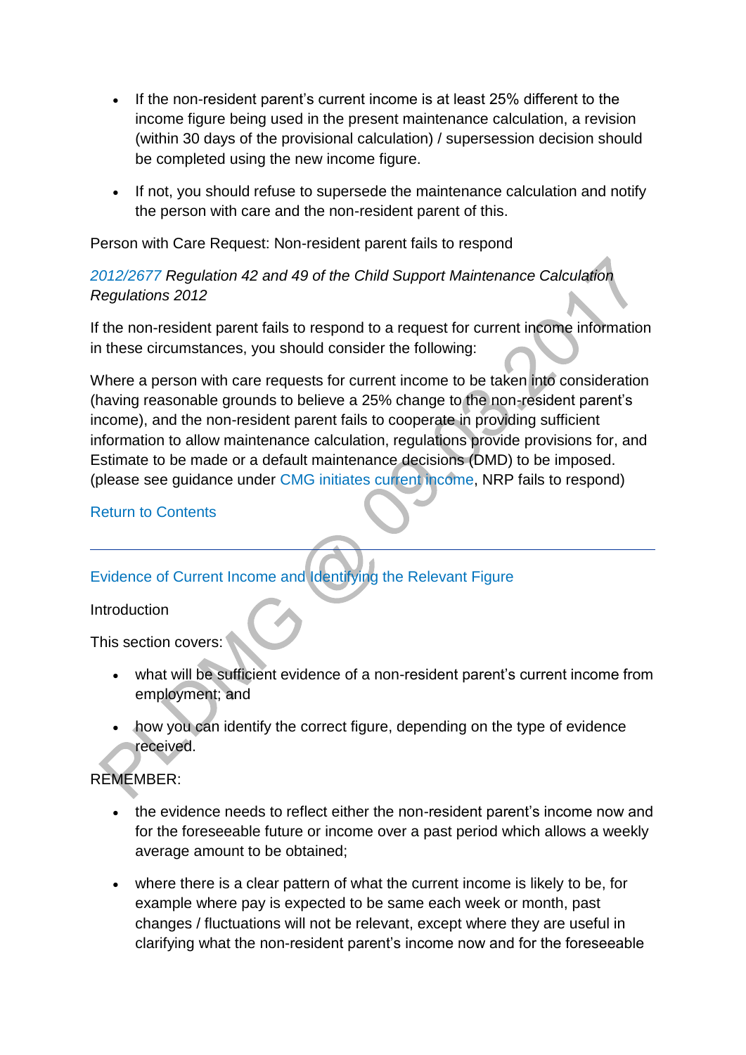- If the non-resident parent's current income is at least 25% different to the income figure being used in the present maintenance calculation, a revision (within 30 days of the provisional calculation) / supersession decision should be completed using the new income figure.

- If not, you should refuse to supersede the maintenance calculation and notify the person with care and the non-resident parent of this.

Person with Care Request: Non-resident parent fails to respond

2012/2677 *Regulation 42 and 49 of the Child Support Maintenance Calculation Regulations 2012*

If the non-resident parent fails to respond to a request for current income information in these circumstances, you should consider the following:

Where a person with care requests for current income to be taken into consideration (having reasonable grounds to believe a 25% change to the non-resident parent's income), and the non-resident parent fails to cooperate in providing sufficient information to allow maintenance calculation, regulations provide provisions for, and Estimate to be made or a default maintenance decisions (DMD) to be imposed. (please see guidance under CMG initiates current income, NRP fails to respond)

Return to Contents

---

## Evidence of Current Income and Identifying the Relevant Figure

Introduction

This section covers:

- what will be sufficient evidence of a non-resident parent's current income from employment; and

- how you can identify the correct figure, depending on the type of evidence received.

REMEMBER:

- the evidence needs to reflect either the non-resident parent's income now and for the foreseeable future or income over a past period which allows a weekly average amount to be obtained;

- where there is a clear pattern of what the current income is likely to be, for example where pay is expected to be same each week or month, past changes / fluctuations will not be relevant, except where they are useful in clarifying what the non-resident parent's income now and for the foreseeable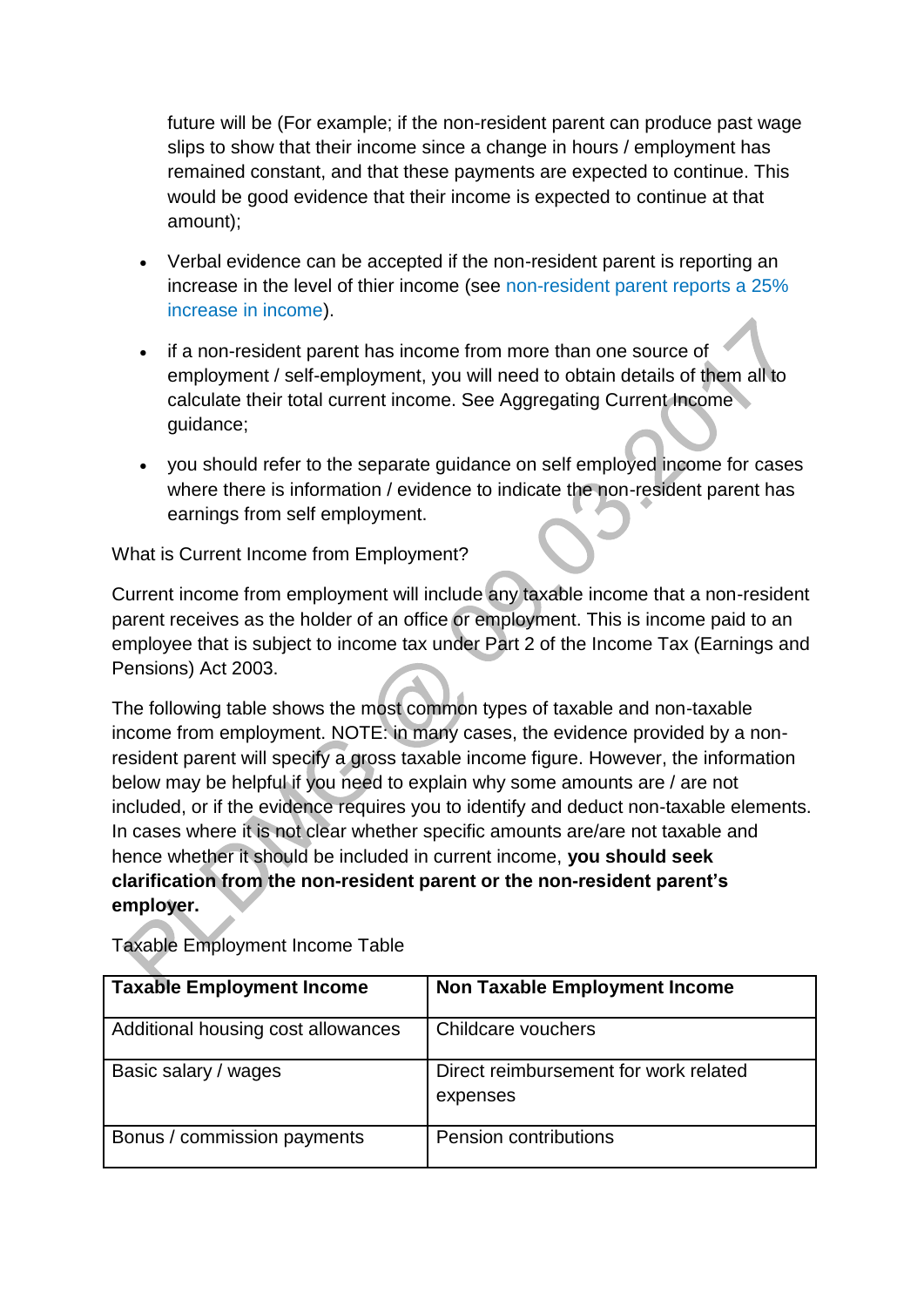future will be (For example; if the non-resident parent can produce past wage slips to show that their income since a change in hours / employment has remained constant, and that these payments are expected to continue. This would be good evidence that their income is expected to continue at that amount);

- Verbal evidence can be accepted if the non-resident parent is reporting an increase in the level of thier income (see non-resident parent reports a 25% increase in income).
- if a non-resident parent has income from more than one source of employment / self-employment, you will need to obtain details of them all to calculate their total current income. See Aggregating Current Income guidance;
- you should refer to the separate guidance on self employed income for cases where there is information / evidence to indicate the non-resident parent has earnings from self employment.

What is Current Income from Employment?

Current income from employment will include any taxable income that a non-resident parent receives as the holder of an office or employment. This is income paid to an employee that is subject to income tax under Part 2 of the Income Tax (Earnings and Pensions) Act 2003.

The following table shows the most common types of taxable and non-taxable income from employment. NOTE: in many cases, the evidence provided by a non-resident parent will specify a gross taxable income figure. However, the information below may be helpful if you need to explain why some amounts are / are not included, or if the evidence requires you to identify and deduct non-taxable elements. In cases where it is not clear whether specific amounts are/are not taxable and hence whether it should be included in current income, **you should seek clarification from the non-resident parent or the non-resident parent's employer.**

Taxable Employment Income Table

| Taxable Employment Income | Non Taxable Employment Income |
| --- | --- |
| Additional housing cost allowances | Childcare vouchers |
| Basic salary / wages | Direct reimbursement for work related expenses |
| Bonus / commission payments | Pension contributions |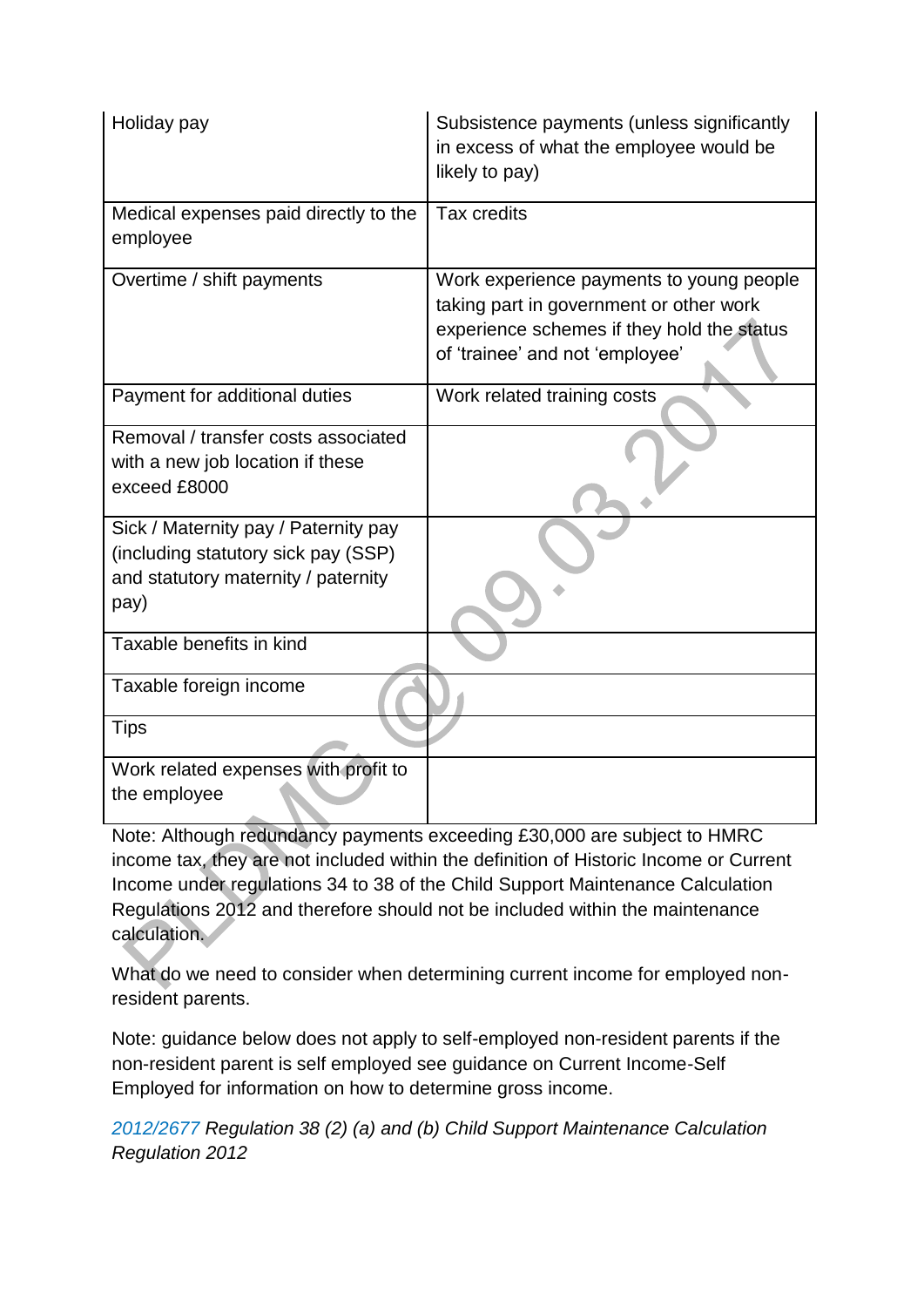| | |
|---|---|
| Holiday pay | Subsistence payments (unless significantly in excess of what the employee would be likely to pay) |
| Medical expenses paid directly to the employee | Tax credits |
| Overtime / shift payments | Work experience payments to young people taking part in government or other work experience schemes if they hold the status of 'trainee' and not 'employee' |
| Payment for additional duties | Work related training costs |
| Removal / transfer costs associated with a new job location if these exceed £8000 | |
| Sick / Maternity pay / Paternity pay (including statutory sick pay (SSP) and statutory maternity / paternity pay) | |
| Taxable benefits in kind | |
| Taxable foreign income | |
| Tips | |
| Work related expenses with profit to the employee | |

Note: Although redundancy payments exceeding £30,000 are subject to HMRC income tax, they are not included within the definition of Historic Income or Current Income under regulations 34 to 38 of the Child Support Maintenance Calculation Regulations 2012 and therefore should not be included within the maintenance calculation.

What do we need to consider when determining current income for employed non-resident parents.

Note: guidance below does not apply to self-employed non-resident parents if the non-resident parent is self employed see guidance on Current Income-Self Employed for information on how to determine gross income.

*2012/2677 Regulation 38 (2) (a) and (b) Child Support Maintenance Calculation Regulation 2012*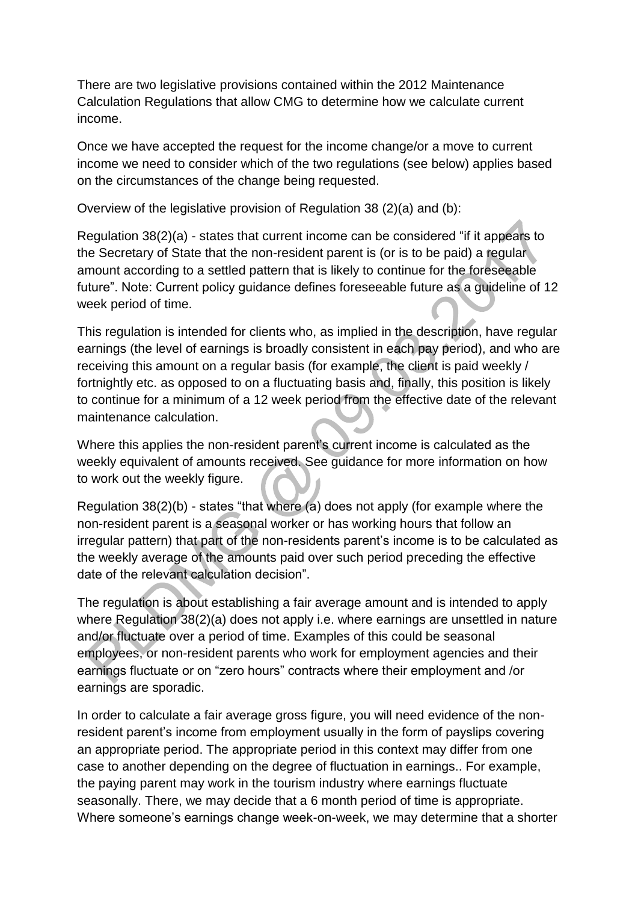There are two legislative provisions contained within the 2012 Maintenance Calculation Regulations that allow CMG to determine how we calculate current income.

Once we have accepted the request for the income change/or a move to current income we need to consider which of the two regulations (see below) applies based on the circumstances of the change being requested.

Overview of the legislative provision of Regulation 38 (2)(a) and (b):

Regulation 38(2)(a) - states that current income can be considered "if it appears to the Secretary of State that the non-resident parent is (or is to be paid) a regular amount according to a settled pattern that is likely to continue for the foreseeable future". Note: Current policy guidance defines foreseeable future as a guideline of 12 week period of time.

This regulation is intended for clients who, as implied in the description, have regular earnings (the level of earnings is broadly consistent in each pay period), and who are receiving this amount on a regular basis (for example, the client is paid weekly / fortnightly etc. as opposed to on a fluctuating basis and, finally, this position is likely to continue for a minimum of a 12 week period from the effective date of the relevant maintenance calculation.

Where this applies the non-resident parent's current income is calculated as the weekly equivalent of amounts received. See guidance for more information on how to work out the weekly figure.

Regulation 38(2)(b) - states "that where (a) does not apply (for example where the non-resident parent is a seasonal worker or has working hours that follow an irregular pattern) that part of the non-residents parent's income is to be calculated as the weekly average of the amounts paid over such period preceding the effective date of the relevant calculation decision".

The regulation is about establishing a fair average amount and is intended to apply where Regulation 38(2)(a) does not apply i.e. where earnings are unsettled in nature and/or fluctuate over a period of time. Examples of this could be seasonal employees, or non-resident parents who work for employment agencies and their earnings fluctuate or on "zero hours" contracts where their employment and /or earnings are sporadic.

In order to calculate a fair average gross figure, you will need evidence of the non-resident parent's income from employment usually in the form of payslips covering an appropriate period. The appropriate period in this context may differ from one case to another depending on the degree of fluctuation in earnings.. For example, the paying parent may work in the tourism industry where earnings fluctuate seasonally. There, we may decide that a 6 month period of time is appropriate. Where someone's earnings change week-on-week, we may determine that a shorter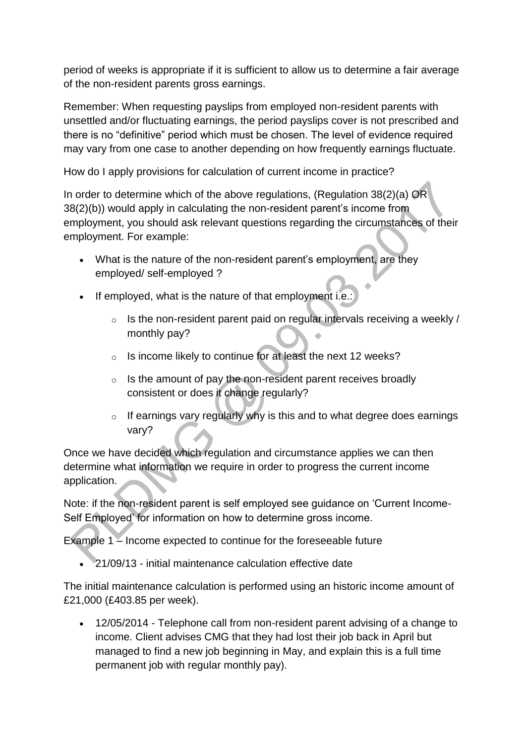period of weeks is appropriate if it is sufficient to allow us to determine a fair average of the non-resident parents gross earnings.

Remember: When requesting payslips from employed non-resident parents with unsettled and/or fluctuating earnings, the period payslips cover is not prescribed and there is no "definitive" period which must be chosen. The level of evidence required may vary from one case to another depending on how frequently earnings fluctuate.

How do I apply provisions for calculation of current income in practice?

In order to determine which of the above regulations, (Regulation 38(2)(a) OR 38(2)(b)) would apply in calculating the non-resident parent's income from employment, you should ask relevant questions regarding the circumstances of their employment. For example:

- What is the nature of the non-resident parent's employment, are they employed/ self-employed ?
- If employed, what is the nature of that employment i.e.:
    - Is the non-resident parent paid on regular intervals receiving a weekly / monthly pay?
    - Is income likely to continue for at least the next 12 weeks?
    - Is the amount of pay the non-resident parent receives broadly consistent or does it change regularly?
    - If earnings vary regularly why is this and to what degree does earnings vary?

Once we have decided which regulation and circumstance applies we can then determine what information we require in order to progress the current income application.

Note: if the non-resident parent is self employed see guidance on 'Current Income-Self Employed' for information on how to determine gross income.

Example 1 – Income expected to continue for the foreseeable future

- 21/09/13 - initial maintenance calculation effective date

The initial maintenance calculation is performed using an historic income amount of £21,000 (£403.85 per week).

- 12/05/2014 - Telephone call from non-resident parent advising of a change to income. Client advises CMG that they had lost their job back in April but managed to find a new job beginning in May, and explain this is a full time permanent job with regular monthly pay).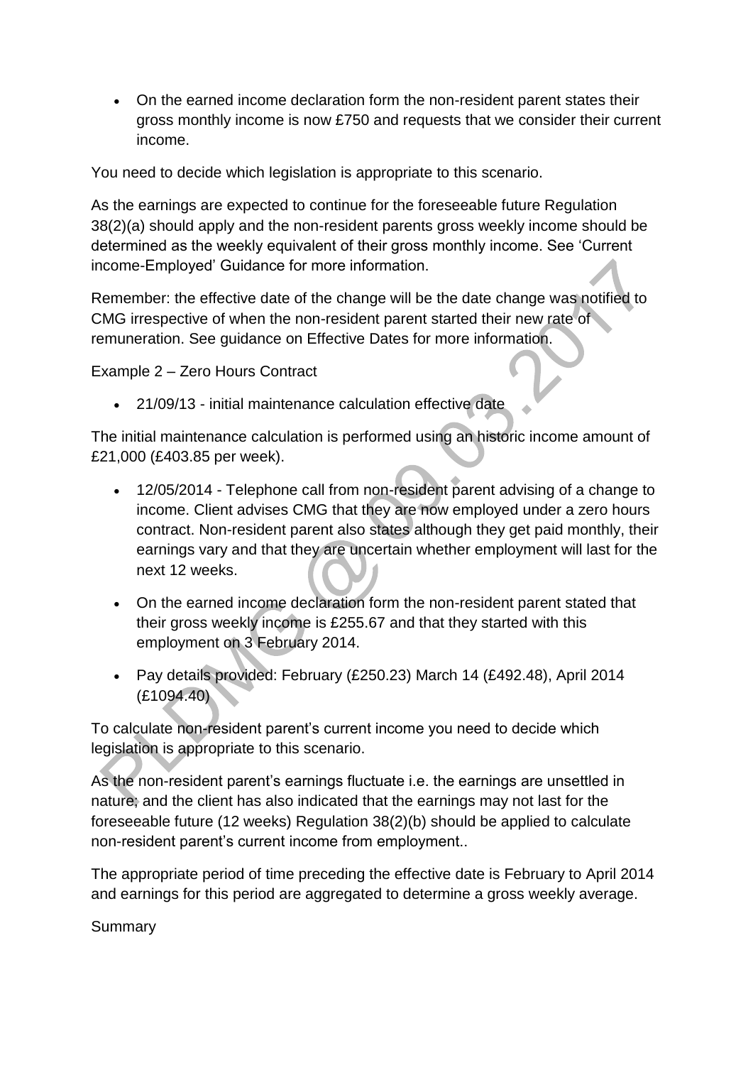- On the earned income declaration form the non-resident parent states their gross monthly income is now £750 and requests that we consider their current income.

You need to decide which legislation is appropriate to this scenario.

As the earnings are expected to continue for the foreseeable future Regulation 38(2)(a) should apply and the non-resident parents gross weekly income should be determined as the weekly equivalent of their gross monthly income. See 'Current income-Employed' Guidance for more information.

Remember: the effective date of the change will be the date change was notified to CMG irrespective of when the non-resident parent started their new rate of remuneration. See guidance on Effective Dates for more information.

Example 2 – Zero Hours Contract

- 21/09/13 - initial maintenance calculation effective date

The initial maintenance calculation is performed using an historic income amount of £21,000 (£403.85 per week).

- 12/05/2014 - Telephone call from non-resident parent advising of a change to income. Client advises CMG that they are now employed under a zero hours contract. Non-resident parent also states although they get paid monthly, their earnings vary and that they are uncertain whether employment will last for the next 12 weeks.
- On the earned income declaration form the non-resident parent stated that their gross weekly income is £255.67 and that they started with this employment on 3 February 2014.
- Pay details provided: February (£250.23) March 14 (£492.48), April 2014 (£1094.40)

To calculate non-resident parent's current income you need to decide which legislation is appropriate to this scenario.

As the non-resident parent's earnings fluctuate i.e. the earnings are unsettled in nature; and the client has also indicated that the earnings may not last for the foreseeable future (12 weeks) Regulation 38(2)(b) should be applied to calculate non-resident parent's current income from employment..

The appropriate period of time preceding the effective date is February to April 2014 and earnings for this period are aggregated to determine a gross weekly average.

Summary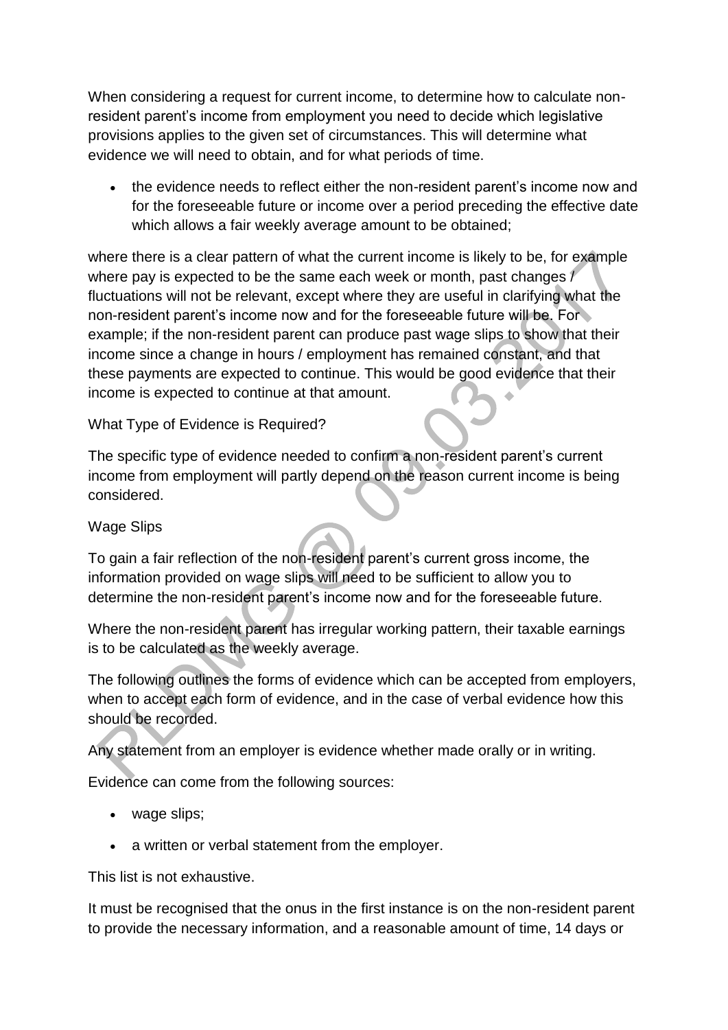When considering a request for current income, to determine how to calculate non-resident parent's income from employment you need to decide which legislative provisions applies to the given set of circumstances. This will determine what evidence we will need to obtain, and for what periods of time.

- the evidence needs to reflect either the non-resident parent's income now and for the foreseeable future or income over a period preceding the effective date which allows a fair weekly average amount to be obtained;

where there is a clear pattern of what the current income is likely to be, for example where pay is expected to be the same each week or month, past changes / fluctuations will not be relevant, except where they are useful in clarifying what the non-resident parent's income now and for the foreseeable future will be. For example; if the non-resident parent can produce past wage slips to show that their income since a change in hours / employment has remained constant, and that these payments are expected to continue. This would be good evidence that their income is expected to continue at that amount.

What Type of Evidence is Required?

The specific type of evidence needed to confirm a non-resident parent's current income from employment will partly depend on the reason current income is being considered.

Wage Slips

To gain a fair reflection of the non-resident parent's current gross income, the information provided on wage slips will need to be sufficient to allow you to determine the non-resident parent's income now and for the foreseeable future.

Where the non-resident parent has irregular working pattern, their taxable earnings is to be calculated as the weekly average.

The following outlines the forms of evidence which can be accepted from employers, when to accept each form of evidence, and in the case of verbal evidence how this should be recorded.

Any statement from an employer is evidence whether made orally or in writing.

Evidence can come from the following sources:

- wage slips;
- a written or verbal statement from the employer.

This list is not exhaustive.

It must be recognised that the onus in the first instance is on the non-resident parent to provide the necessary information, and a reasonable amount of time, 14 days or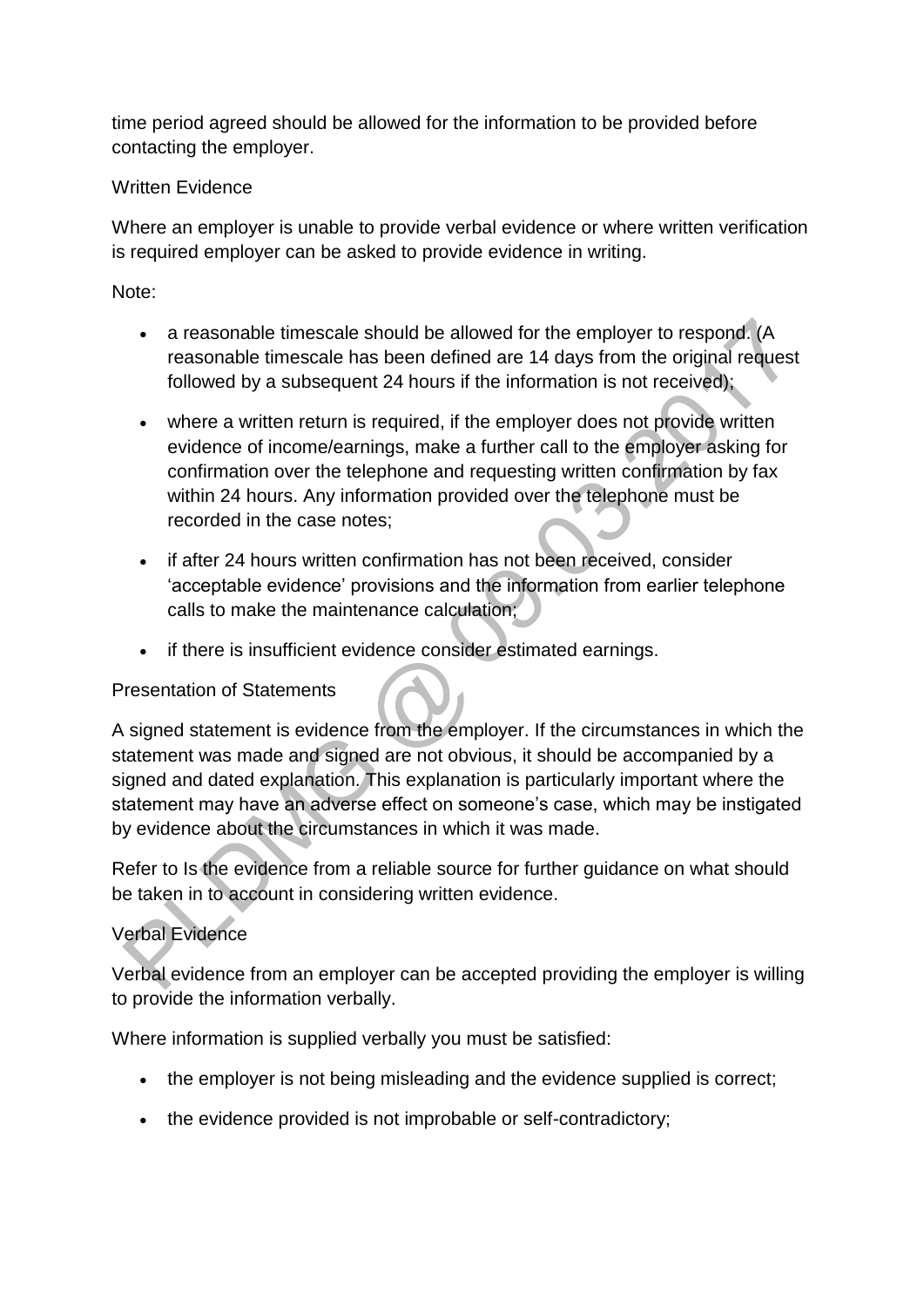time period agreed should be allowed for the information to be provided before contacting the employer.

Written Evidence

Where an employer is unable to provide verbal evidence or where written verification is required employer can be asked to provide evidence in writing.

Note:

- a reasonable timescale should be allowed for the employer to respond. (A reasonable timescale has been defined are 14 days from the original request followed by a subsequent 24 hours if the information is not received);
- where a written return is required, if the employer does not provide written evidence of income/earnings, make a further call to the employer asking for confirmation over the telephone and requesting written confirmation by fax within 24 hours. Any information provided over the telephone must be recorded in the case notes;
- if after 24 hours written confirmation has not been received, consider 'acceptable evidence' provisions and the information from earlier telephone calls to make the maintenance calculation;
- if there is insufficient evidence consider estimated earnings.

Presentation of Statements

A signed statement is evidence from the employer. If the circumstances in which the statement was made and signed are not obvious, it should be accompanied by a signed and dated explanation. This explanation is particularly important where the statement may have an adverse effect on someone's case, which may be instigated by evidence about the circumstances in which it was made.

Refer to Is the evidence from a reliable source for further guidance on what should be taken in to account in considering written evidence.

Verbal Evidence

Verbal evidence from an employer can be accepted providing the employer is willing to provide the information verbally.

Where information is supplied verbally you must be satisfied:

- the employer is not being misleading and the evidence supplied is correct;
- the evidence provided is not improbable or self-contradictory;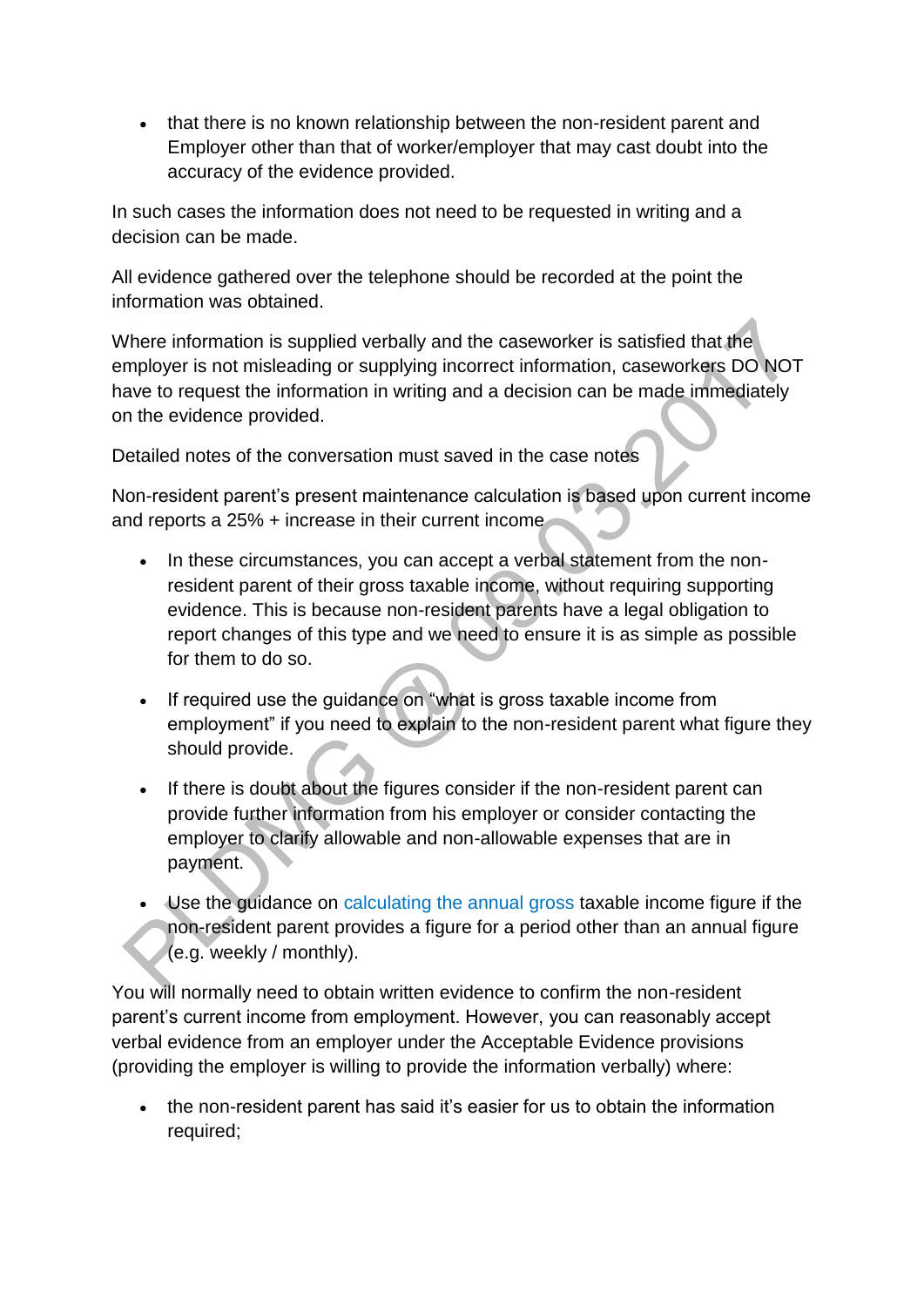- that there is no known relationship between the non-resident parent and Employer other than that of worker/employer that may cast doubt into the accuracy of the evidence provided.

In such cases the information does not need to be requested in writing and a decision can be made.

All evidence gathered over the telephone should be recorded at the point the information was obtained.

Where information is supplied verbally and the caseworker is satisfied that the employer is not misleading or supplying incorrect information, caseworkers DO NOT have to request the information in writing and a decision can be made immediately on the evidence provided.

Detailed notes of the conversation must saved in the case notes

Non-resident parent's present maintenance calculation is based upon current income and reports a 25% + increase in their current income

- In these circumstances, you can accept a verbal statement from the non-resident parent of their gross taxable income, without requiring supporting evidence. This is because non-resident parents have a legal obligation to report changes of this type and we need to ensure it is as simple as possible for them to do so.
- If required use the guidance on "what is gross taxable income from employment" if you need to explain to the non-resident parent what figure they should provide.
- If there is doubt about the figures consider if the non-resident parent can provide further information from his employer or consider contacting the employer to clarify allowable and non-allowable expenses that are in payment.
- Use the guidance on calculating the annual gross taxable income figure if the non-resident parent provides a figure for a period other than an annual figure (e.g. weekly / monthly).

You will normally need to obtain written evidence to confirm the non-resident parent's current income from employment. However, you can reasonably accept verbal evidence from an employer under the Acceptable Evidence provisions (providing the employer is willing to provide the information verbally) where:

- the non-resident parent has said it's easier for us to obtain the information required;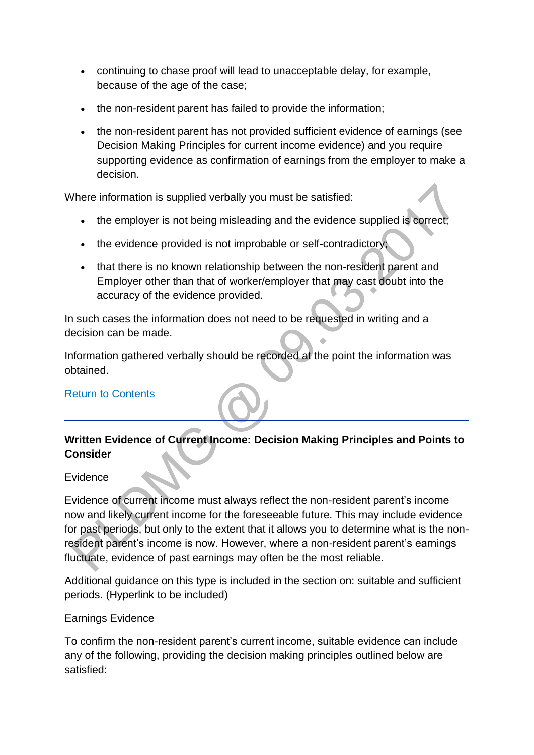- continuing to chase proof will lead to unacceptable delay, for example, because of the age of the case;
- the non-resident parent has failed to provide the information;
- the non-resident parent has not provided sufficient evidence of earnings (see Decision Making Principles for current income evidence) and you require supporting evidence as confirmation of earnings from the employer to make a decision.

Where information is supplied verbally you must be satisfied:

- the employer is not being misleading and the evidence supplied is correct;
- the evidence provided is not improbable or self-contradictory;
- that there is no known relationship between the non-resident parent and Employer other than that of worker/employer that may cast doubt into the accuracy of the evidence provided.

In such cases the information does not need to be requested in writing and a decision can be made.

Information gathered verbally should be recorded at the point the information was obtained.

Return to Contents

---

**Written Evidence of Current Income: Decision Making Principles and Points to Consider**

Evidence

Evidence of current income must always reflect the non-resident parent's income now and likely current income for the foreseeable future. This may include evidence for past periods, but only to the extent that it allows you to determine what is the non-resident parent's income is now. However, where a non-resident parent's earnings fluctuate, evidence of past earnings may often be the most reliable.

Additional guidance on this type is included in the section on: suitable and sufficient periods. (Hyperlink to be included)

Earnings Evidence

To confirm the non-resident parent's current income, suitable evidence can include any of the following, providing the decision making principles outlined below are satisfied: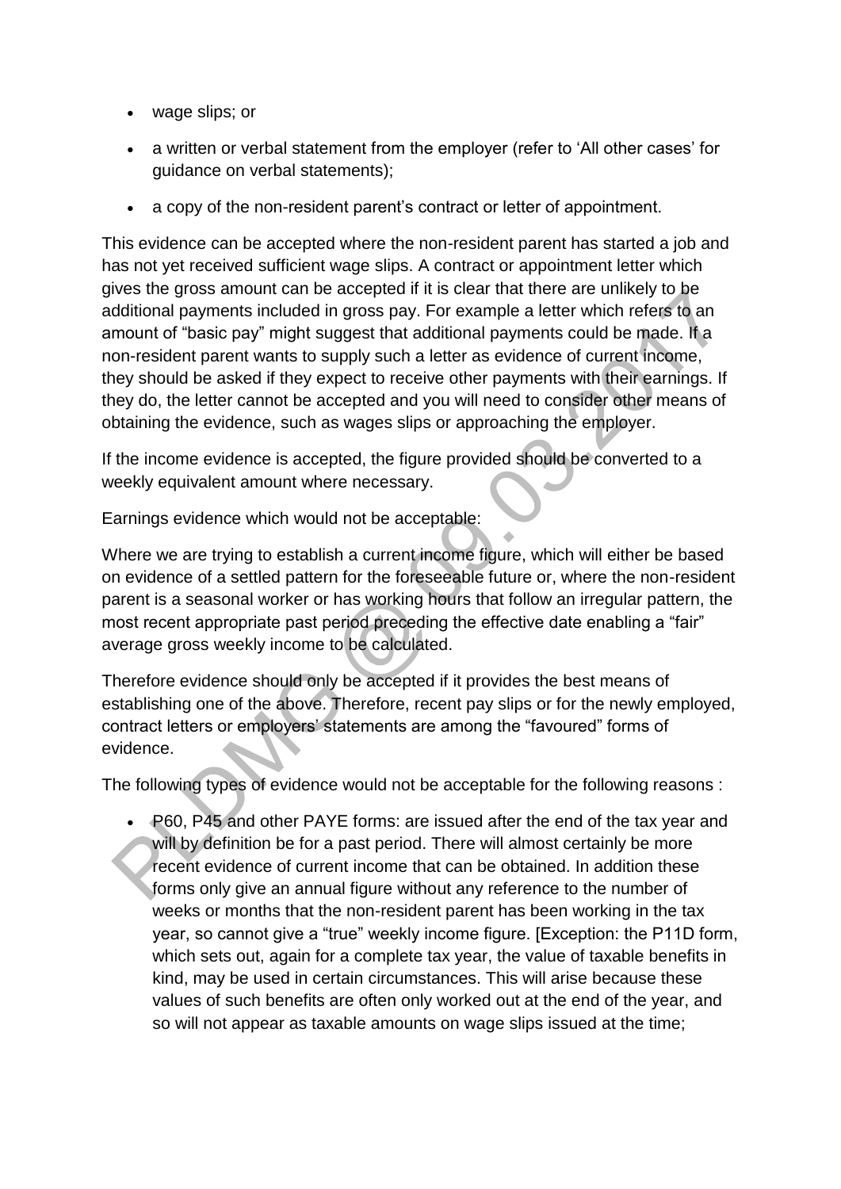- wage slips; or
- a written or verbal statement from the employer (refer to 'All other cases' for guidance on verbal statements);
- a copy of the non-resident parent's contract or letter of appointment.

This evidence can be accepted where the non-resident parent has started a job and has not yet received sufficient wage slips. A contract or appointment letter which gives the gross amount can be accepted if it is clear that there are unlikely to be additional payments included in gross pay. For example a letter which refers to an amount of "basic pay" might suggest that additional payments could be made. If a non-resident parent wants to supply such a letter as evidence of current income, they should be asked if they expect to receive other payments with their earnings. If they do, the letter cannot be accepted and you will need to consider other means of obtaining the evidence, such as wages slips or approaching the employer.

If the income evidence is accepted, the figure provided should be converted to a weekly equivalent amount where necessary.

Earnings evidence which would not be acceptable:

Where we are trying to establish a current income figure, which will either be based on evidence of a settled pattern for the foreseeable future or, where the non-resident parent is a seasonal worker or has working hours that follow an irregular pattern, the most recent appropriate past period preceding the effective date enabling a "fair" average gross weekly income to be calculated.

Therefore evidence should only be accepted if it provides the best means of establishing one of the above. Therefore, recent pay slips or for the newly employed, contract letters or employers' statements are among the "favoured" forms of evidence.

The following types of evidence would not be acceptable for the following reasons :

- P60, P45 and other PAYE forms: are issued after the end of the tax year and will by definition be for a past period. There will almost certainly be more recent evidence of current income that can be obtained. In addition these forms only give an annual figure without any reference to the number of weeks or months that the non-resident parent has been working in the tax year, so cannot give a "true" weekly income figure. [Exception: the P11D form, which sets out, again for a complete tax year, the value of taxable benefits in kind, may be used in certain circumstances. This will arise because these values of such benefits are often only worked out at the end of the year, and so will not appear as taxable amounts on wage slips issued at the time;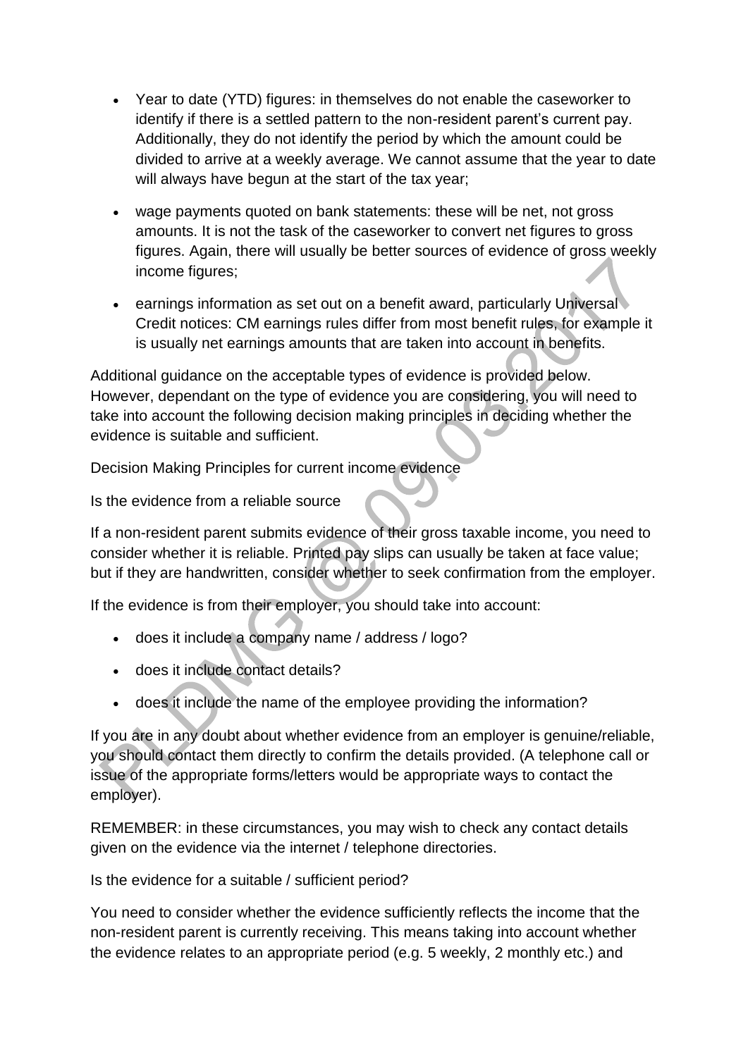- Year to date (YTD) figures: in themselves do not enable the caseworker to identify if there is a settled pattern to the non-resident parent's current pay. Additionally, they do not identify the period by which the amount could be divided to arrive at a weekly average. We cannot assume that the year to date will always have begun at the start of the tax year;

- wage payments quoted on bank statements: these will be net, not gross amounts. It is not the task of the caseworker to convert net figures to gross figures. Again, there will usually be better sources of evidence of gross weekly income figures;

- earnings information as set out on a benefit award, particularly Universal Credit notices: CM earnings rules differ from most benefit rules, for example it is usually net earnings amounts that are taken into account in benefits.

Additional guidance on the acceptable types of evidence is provided below. However, dependant on the type of evidence you are considering, you will need to take into account the following decision making principles in deciding whether the evidence is suitable and sufficient.

Decision Making Principles for current income evidence

Is the evidence from a reliable source

If a non-resident parent submits evidence of their gross taxable income, you need to consider whether it is reliable. Printed pay slips can usually be taken at face value; but if they are handwritten, consider whether to seek confirmation from the employer.

If the evidence is from their employer, you should take into account:

- does it include a company name / address / logo?
- does it include contact details?
- does it include the name of the employee providing the information?

If you are in any doubt about whether evidence from an employer is genuine/reliable, you should contact them directly to confirm the details provided. (A telephone call or issue of the appropriate forms/letters would be appropriate ways to contact the employer).

REMEMBER: in these circumstances, you may wish to check any contact details given on the evidence via the internet / telephone directories.

Is the evidence for a suitable / sufficient period?

You need to consider whether the evidence sufficiently reflects the income that the non-resident parent is currently receiving. This means taking into account whether the evidence relates to an appropriate period (e.g. 5 weekly, 2 monthly etc.) and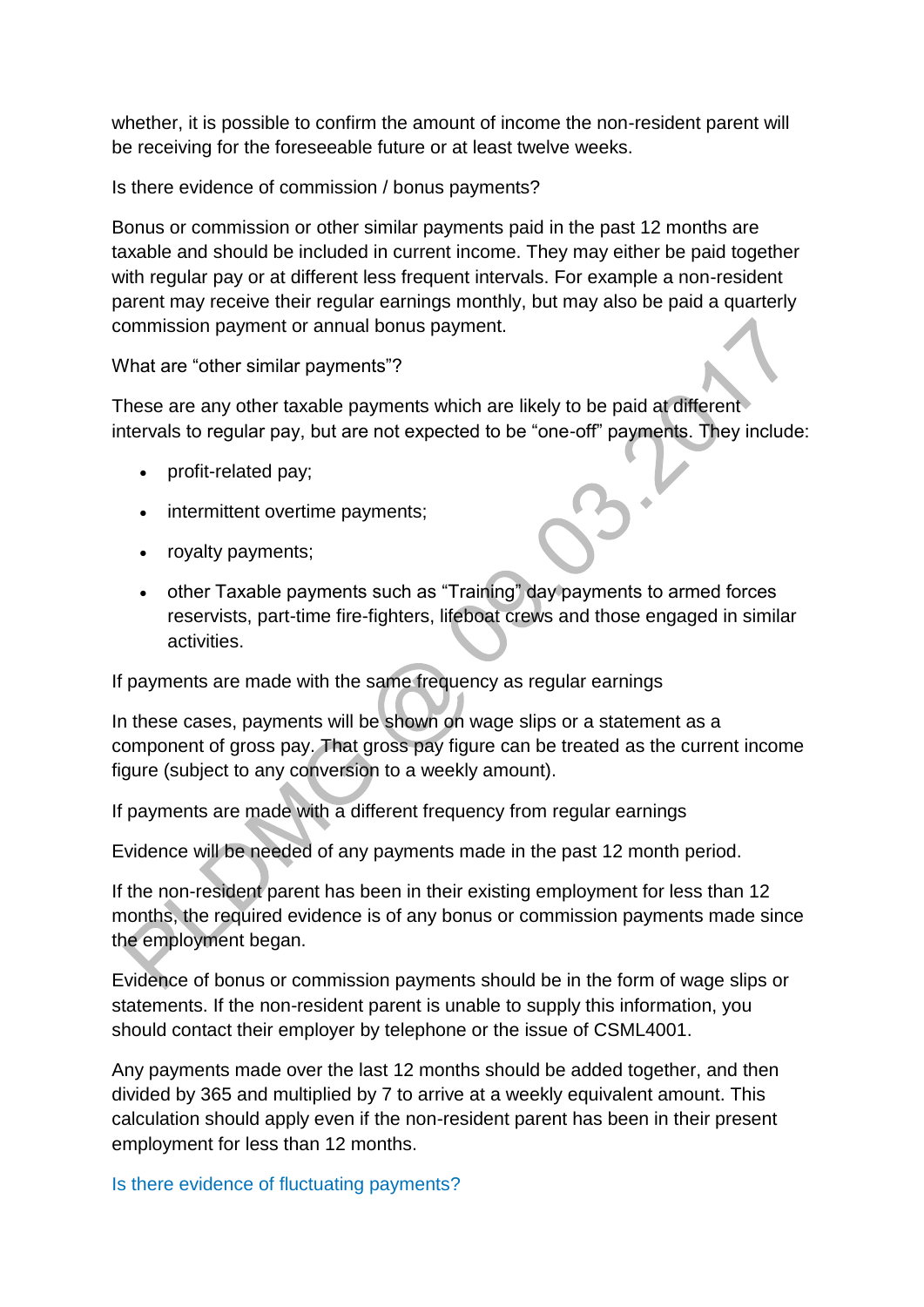whether, it is possible to confirm the amount of income the non-resident parent will be receiving for the foreseeable future or at least twelve weeks.

Is there evidence of commission / bonus payments?

Bonus or commission or other similar payments paid in the past 12 months are taxable and should be included in current income. They may either be paid together with regular pay or at different less frequent intervals. For example a non-resident parent may receive their regular earnings monthly, but may also be paid a quarterly commission payment or annual bonus payment.

What are "other similar payments"?

These are any other taxable payments which are likely to be paid at different intervals to regular pay, but are not expected to be "one-off" payments. They include:

- profit-related pay;
- intermittent overtime payments;
- royalty payments;
- other Taxable payments such as "Training" day payments to armed forces reservists, part-time fire-fighters, lifeboat crews and those engaged in similar activities.

If payments are made with the same frequency as regular earnings

In these cases, payments will be shown on wage slips or a statement as a component of gross pay. That gross pay figure can be treated as the current income figure (subject to any conversion to a weekly amount).

If payments are made with a different frequency from regular earnings

Evidence will be needed of any payments made in the past 12 month period.

If the non-resident parent has been in their existing employment for less than 12 months, the required evidence is of any bonus or commission payments made since the employment began.

Evidence of bonus or commission payments should be in the form of wage slips or statements. If the non-resident parent is unable to supply this information, you should contact their employer by telephone or the issue of CSML4001.

Any payments made over the last 12 months should be added together, and then divided by 365 and multiplied by 7 to arrive at a weekly equivalent amount. This calculation should apply even if the non-resident parent has been in their present employment for less than 12 months.

Is there evidence of fluctuating payments?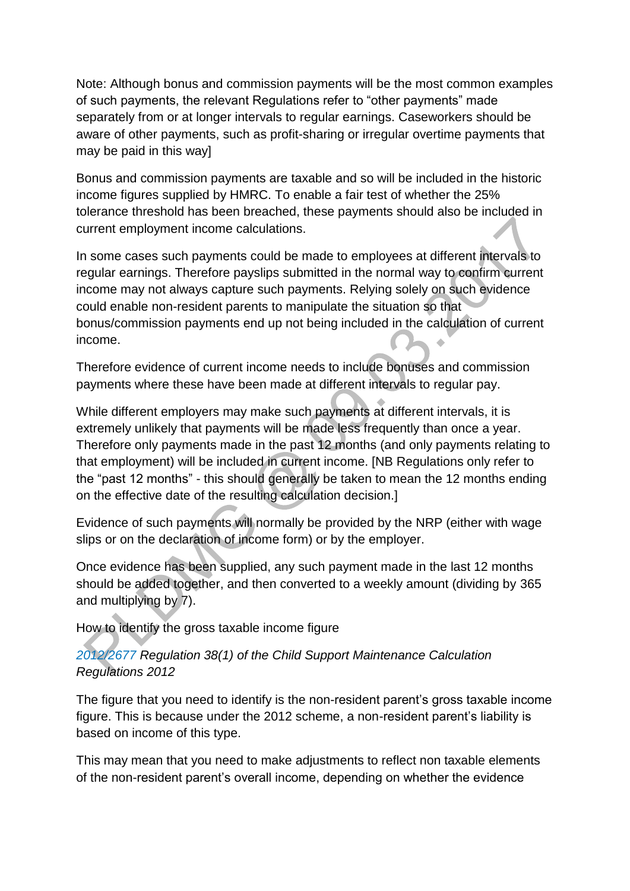Note: Although bonus and commission payments will be the most common examples of such payments, the relevant Regulations refer to “other payments” made separately from or at longer intervals to regular earnings. Caseworkers should be aware of other payments, such as profit-sharing or irregular overtime payments that may be paid in this way]

Bonus and commission payments are taxable and so will be included in the historic income figures supplied by HMRC. To enable a fair test of whether the 25% tolerance threshold has been breached, these payments should also be included in current employment income calculations.

In some cases such payments could be made to employees at different intervals to regular earnings. Therefore payslips submitted in the normal way to confirm current income may not always capture such payments. Relying solely on such evidence could enable non-resident parents to manipulate the situation so that bonus/commission payments end up not being included in the calculation of current income.

Therefore evidence of current income needs to include bonuses and commission payments where these have been made at different intervals to regular pay.

While different employers may make such payments at different intervals, it is extremely unlikely that payments will be made less frequently than once a year. Therefore only payments made in the past 12 months (and only payments relating to that employment) will be included in current income. [NB Regulations only refer to the “past 12 months” - this should generally be taken to mean the 12 months ending on the effective date of the resulting calculation decision.]

Evidence of such payments will normally be provided by the NRP (either with wage slips or on the declaration of income form) or by the employer.

Once evidence has been supplied, any such payment made in the last 12 months should be added together, and then converted to a weekly amount (dividing by 365 and multiplying by 7).

How to identify the gross taxable income figure

*2012/2677 Regulation 38(1) of the Child Support Maintenance Calculation Regulations 2012*

The figure that you need to identify is the non-resident parent’s gross taxable income figure. This is because under the 2012 scheme, a non-resident parent’s liability is based on income of this type.

This may mean that you need to make adjustments to reflect non taxable elements of the non-resident parent’s overall income, depending on whether the evidence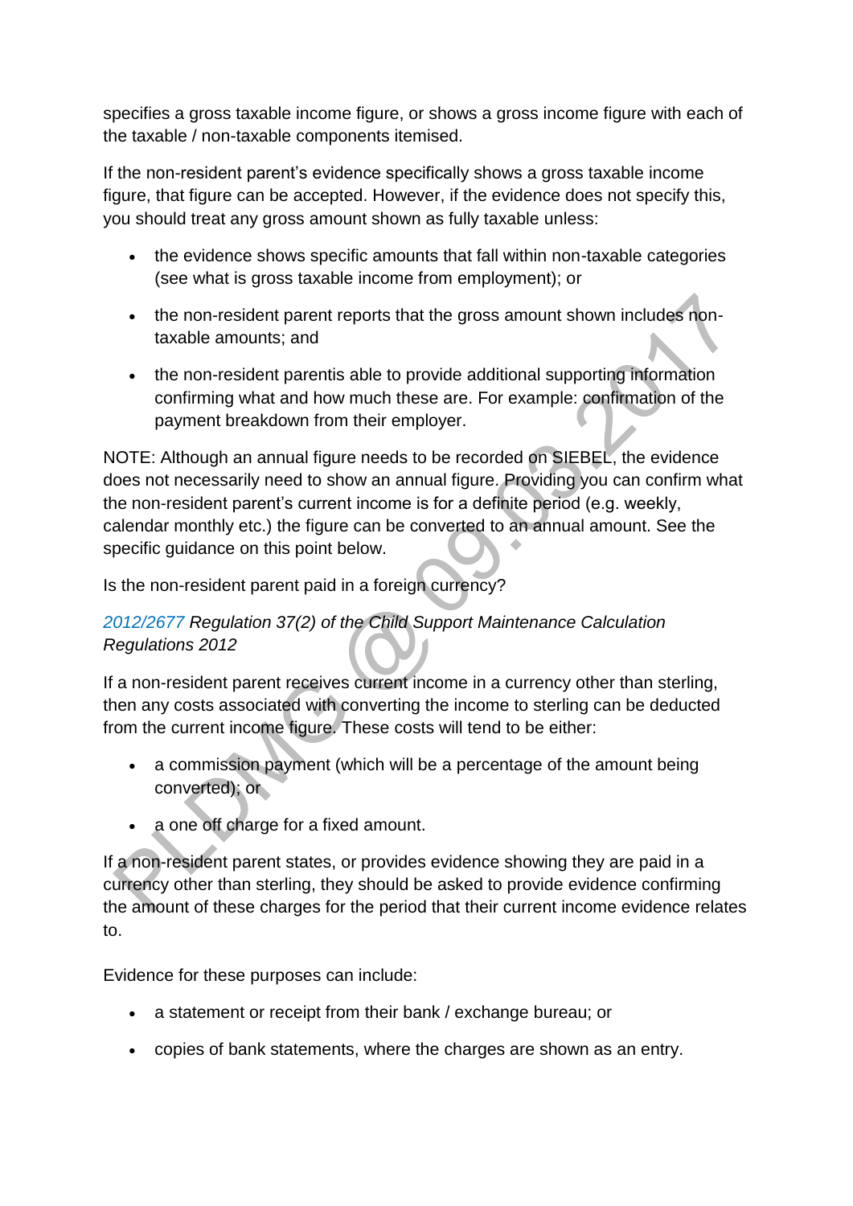specifies a gross taxable income figure, or shows a gross income figure with each of the taxable / non-taxable components itemised.

If the non-resident parent's evidence specifically shows a gross taxable income figure, that figure can be accepted. However, if the evidence does not specify this, you should treat any gross amount shown as fully taxable unless:

- the evidence shows specific amounts that fall within non-taxable categories (see what is gross taxable income from employment); or
- the non-resident parent reports that the gross amount shown includes non-taxable amounts; and
- the non-resident parentis able to provide additional supporting information confirming what and how much these are. For example: confirmation of the payment breakdown from their employer.

NOTE: Although an annual figure needs to be recorded on SIEBEL, the evidence does not necessarily need to show an annual figure. Providing you can confirm what the non-resident parent's current income is for a definite period (e.g. weekly, calendar monthly etc.) the figure can be converted to an annual amount. See the specific guidance on this point below.

Is the non-resident parent paid in a foreign currency?

2012/2677 *Regulation 37(2) of the Child Support Maintenance Calculation Regulations 2012*

If a non-resident parent receives current income in a currency other than sterling, then any costs associated with converting the income to sterling can be deducted from the current income figure. These costs will tend to be either:

- a commission payment (which will be a percentage of the amount being converted); or
- a one off charge for a fixed amount.

If a non-resident parent states, or provides evidence showing they are paid in a currency other than sterling, they should be asked to provide evidence confirming the amount of these charges for the period that their current income evidence relates to.

Evidence for these purposes can include:

- a statement or receipt from their bank / exchange bureau; or
- copies of bank statements, where the charges are shown as an entry.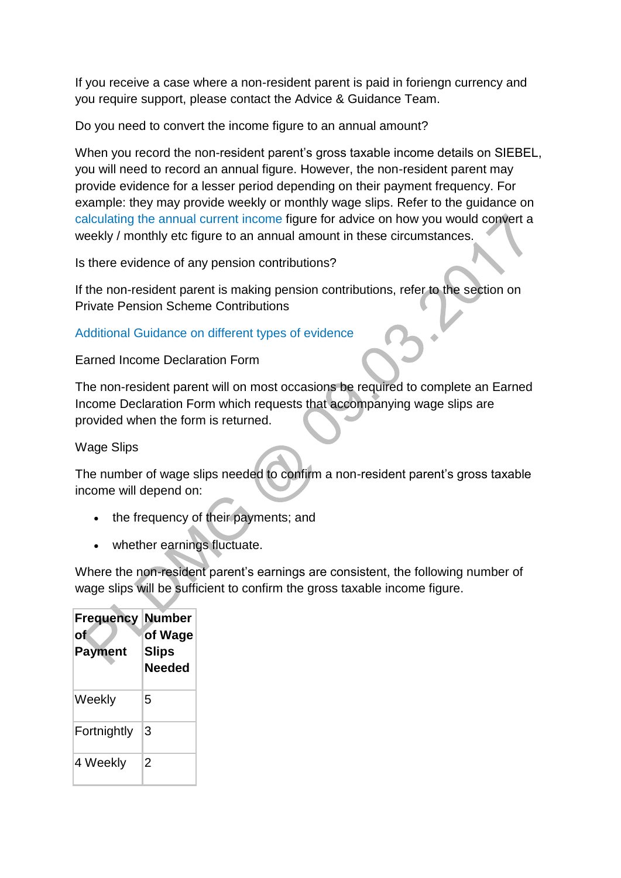If you receive a case where a non-resident parent is paid in foriengn currency and you require support, please contact the Advice & Guidance Team.

Do you need to convert the income figure to an annual amount?

When you record the non-resident parent's gross taxable income details on SIEBEL, you will need to record an annual figure. However, the non-resident parent may provide evidence for a lesser period depending on their payment frequency. For example: they may provide weekly or monthly wage slips. Refer to the guidance on calculating the annual current income figure for advice on how you would convert a weekly / monthly etc figure to an annual amount in these circumstances.

Is there evidence of any pension contributions?

If the non-resident parent is making pension contributions, refer to the section on Private Pension Scheme Contributions

Additional Guidance on different types of evidence

Earned Income Declaration Form

The non-resident parent will on most occasions be required to complete an Earned Income Declaration Form which requests that accompanying wage slips are provided when the form is returned.

Wage Slips

The number of wage slips needed to confirm a non-resident parent's gross taxable income will depend on:

- the frequency of their payments; and
- whether earnings fluctuate.

Where the non-resident parent's earnings are consistent, the following number of wage slips will be sufficient to confirm the gross taxable income figure.

| Frequency of Payment | Number of Wage Slips Needed |
|---|---|
| Weekly | 5 |
| Fortnightly | 3 |
| 4 Weekly | 2 |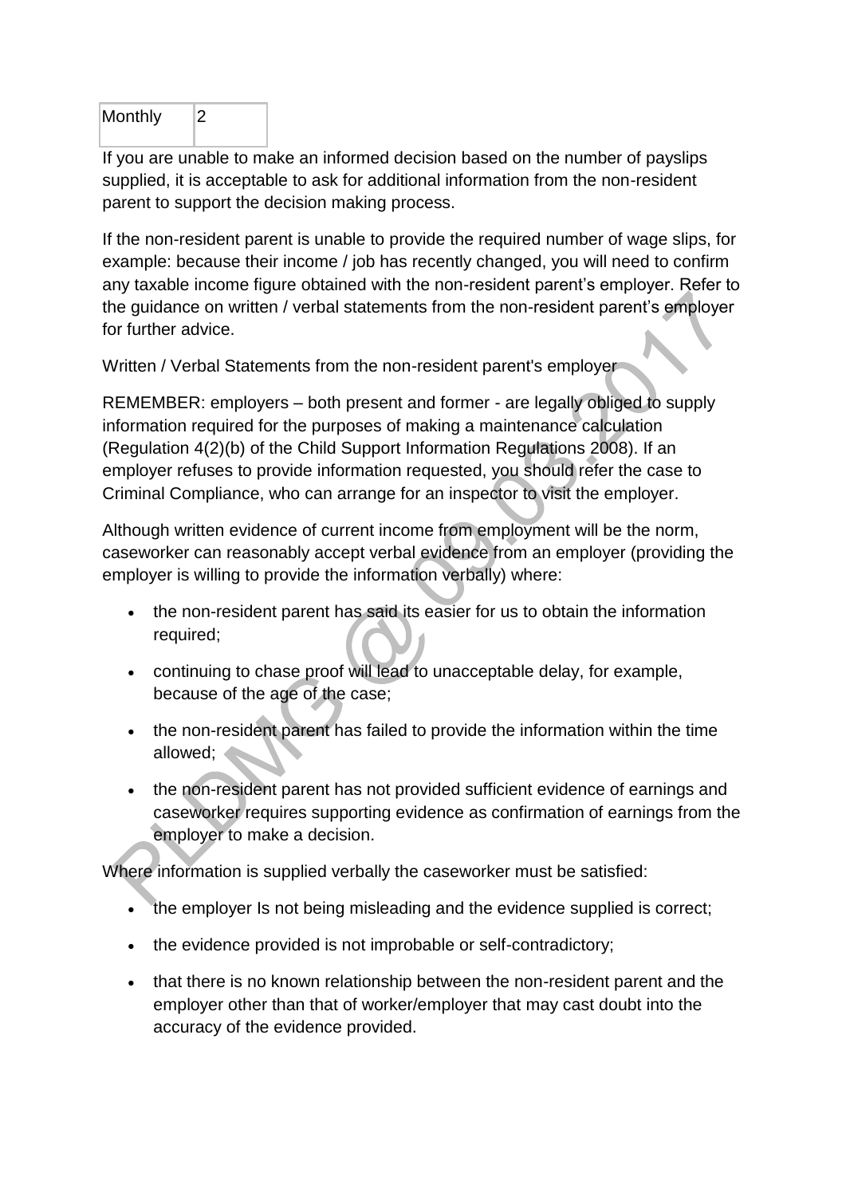| Monthly | 2 |
|---|---|

If you are unable to make an informed decision based on the number of payslips supplied, it is acceptable to ask for additional information from the non-resident parent to support the decision making process.

If the non-resident parent is unable to provide the required number of wage slips, for example: because their income / job has recently changed, you will need to confirm any taxable income figure obtained with the non-resident parent's employer. Refer to the guidance on written / verbal statements from the non-resident parent's employer for further advice.

Written / Verbal Statements from the non-resident parent's employer

REMEMBER: employers – both present and former - are legally obliged to supply information required for the purposes of making a maintenance calculation (Regulation 4(2)(b) of the Child Support Information Regulations 2008). If an employer refuses to provide information requested, you should refer the case to Criminal Compliance, who can arrange for an inspector to visit the employer.

Although written evidence of current income from employment will be the norm, caseworker can reasonably accept verbal evidence from an employer (providing the employer is willing to provide the information verbally) where:

- the non-resident parent has said its easier for us to obtain the information required;
- continuing to chase proof will lead to unacceptable delay, for example, because of the age of the case;
- the non-resident parent has failed to provide the information within the time allowed;
- the non-resident parent has not provided sufficient evidence of earnings and caseworker requires supporting evidence as confirmation of earnings from the employer to make a decision.

Where information is supplied verbally the caseworker must be satisfied:

- the employer Is not being misleading and the evidence supplied is correct;
- the evidence provided is not improbable or self-contradictory;
- that there is no known relationship between the non-resident parent and the employer other than that of worker/employer that may cast doubt into the accuracy of the evidence provided.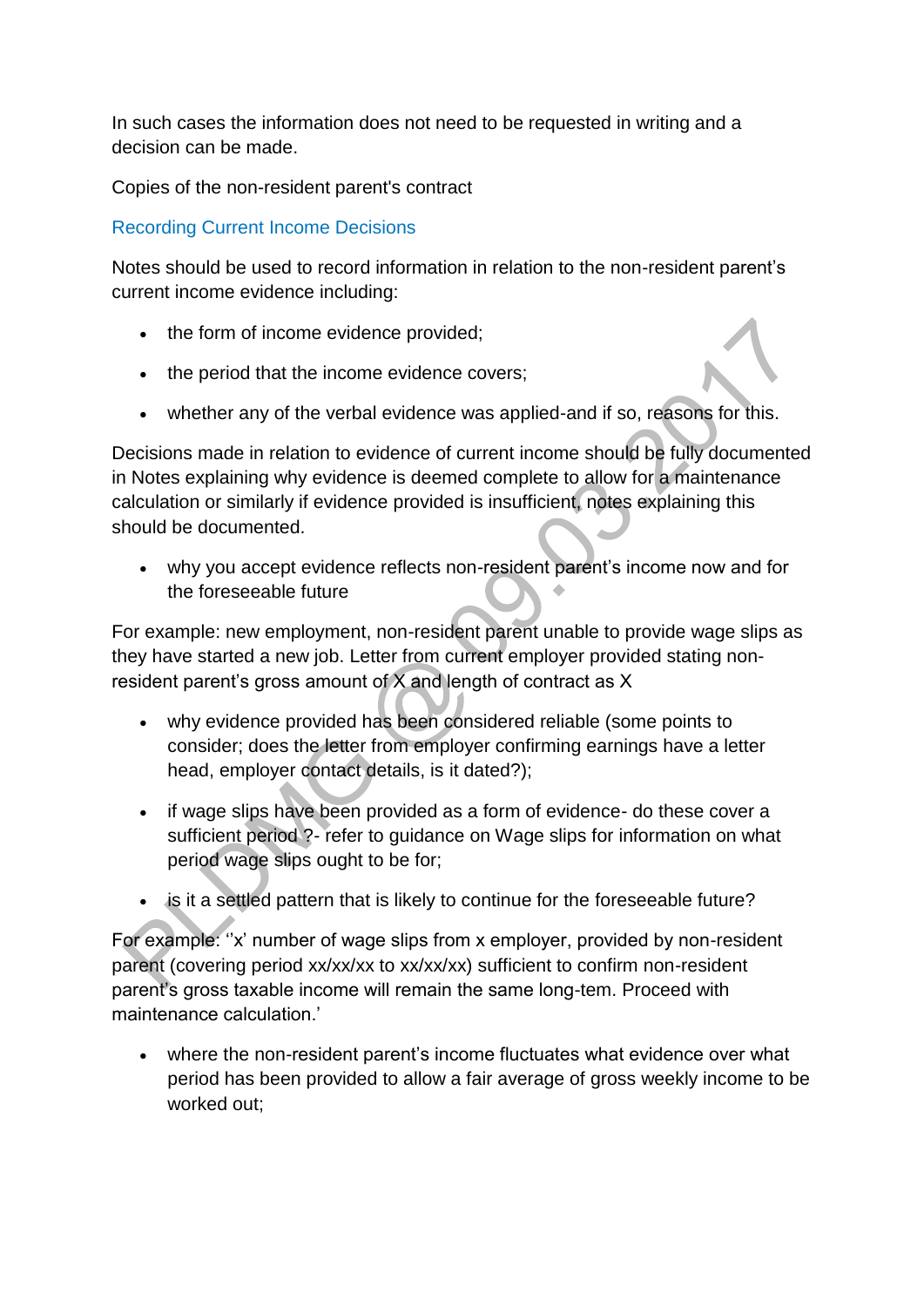In such cases the information does not need to be requested in writing and a decision can be made.

Copies of the non-resident parent's contract

## Recording Current Income Decisions

Notes should be used to record information in relation to the non-resident parent's current income evidence including:

- the form of income evidence provided;
- the period that the income evidence covers;
- whether any of the verbal evidence was applied-and if so, reasons for this.

Decisions made in relation to evidence of current income should be fully documented in Notes explaining why evidence is deemed complete to allow for a maintenance calculation or similarly if evidence provided is insufficient, notes explaining this should be documented.

- why you accept evidence reflects non-resident parent's income now and for the foreseeable future

For example: new employment, non-resident parent unable to provide wage slips as they have started a new job. Letter from current employer provided stating non-resident parent's gross amount of X and length of contract as X

- why evidence provided has been considered reliable (some points to consider; does the letter from employer confirming earnings have a letter head, employer contact details, is it dated?);
- if wage slips have been provided as a form of evidence- do these cover a sufficient period ?- refer to guidance on Wage slips for information on what period wage slips ought to be for;
- is it a settled pattern that is likely to continue for the foreseeable future?

For example: ''x' number of wage slips from x employer, provided by non-resident parent (covering period xx/xx/xx to xx/xx/xx) sufficient to confirm non-resident parent's gross taxable income will remain the same long-tem. Proceed with maintenance calculation.'

- where the non-resident parent's income fluctuates what evidence over what period has been provided to allow a fair average of gross weekly income to be worked out;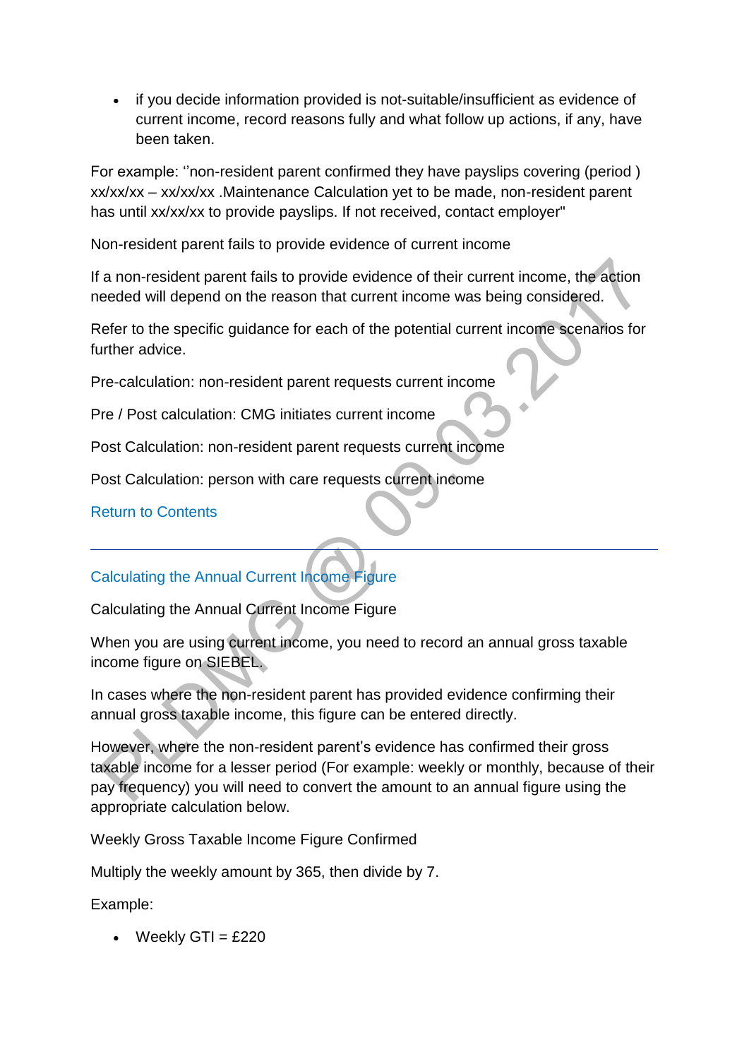- if you decide information provided is not-suitable/insufficient as evidence of current income, record reasons fully and what follow up actions, if any, have been taken.

For example: ''non-resident parent confirmed they have payslips covering (period ) xx/xx/xx – xx/xx/xx .Maintenance Calculation yet to be made, non-resident parent has until xx/xx/xx to provide payslips. If not received, contact employer"

Non-resident parent fails to provide evidence of current income

If a non-resident parent fails to provide evidence of their current income, the action needed will depend on the reason that current income was being considered.

Refer to the specific guidance for each of the potential current income scenarios for further advice.

Pre-calculation: non-resident parent requests current income

Pre / Post calculation: CMG initiates current income

Post Calculation: non-resident parent requests current income

Post Calculation: person with care requests current income

Return to Contents

---

## Calculating the Annual Current Income Figure

Calculating the Annual Current Income Figure

When you are using current income, you need to record an annual gross taxable income figure on SIEBEL.

In cases where the non-resident parent has provided evidence confirming their annual gross taxable income, this figure can be entered directly.

However, where the non-resident parent's evidence has confirmed their gross taxable income for a lesser period (For example: weekly or monthly, because of their pay frequency) you will need to convert the amount to an annual figure using the appropriate calculation below.

Weekly Gross Taxable Income Figure Confirmed

Multiply the weekly amount by 365, then divide by 7.

Example:

- Weekly GTI = £220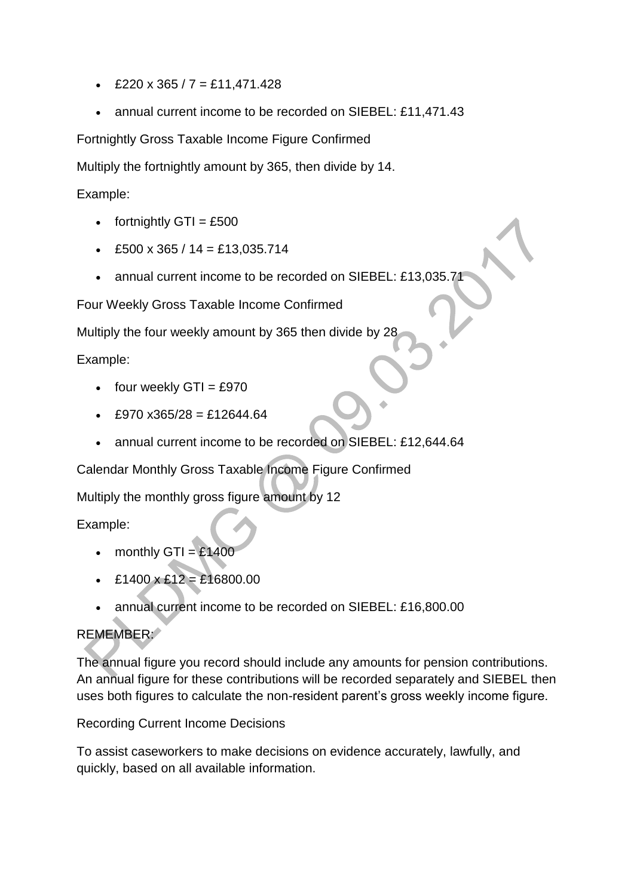- £220 x 365 / 7 = £11,471.428
- annual current income to be recorded on SIEBEL: £11,471.43

Fortnightly Gross Taxable Income Figure Confirmed

Multiply the fortnightly amount by 365, then divide by 14.

Example:

- fortnightly GTI = £500
- £500 x 365 / 14 = £13,035.714
- annual current income to be recorded on SIEBEL: £13,035.71

Four Weekly Gross Taxable Income Confirmed

Multiply the four weekly amount by 365 then divide by 28

Example:

- four weekly GTI = £970
- £970 x365/28 = £12644.64
- annual current income to be recorded on SIEBEL: £12,644.64

Calendar Monthly Gross Taxable Income Figure Confirmed

Multiply the monthly gross figure amount by 12

Example:

- monthly GTI = £1400
- £1400 x £12 = £16800.00
- annual current income to be recorded on SIEBEL: £16,800.00

REMEMBER:

The annual figure you record should include any amounts for pension contributions. An annual figure for these contributions will be recorded separately and SIEBEL then uses both figures to calculate the non-resident parent's gross weekly income figure.

Recording Current Income Decisions

To assist caseworkers to make decisions on evidence accurately, lawfully, and quickly, based on all available information.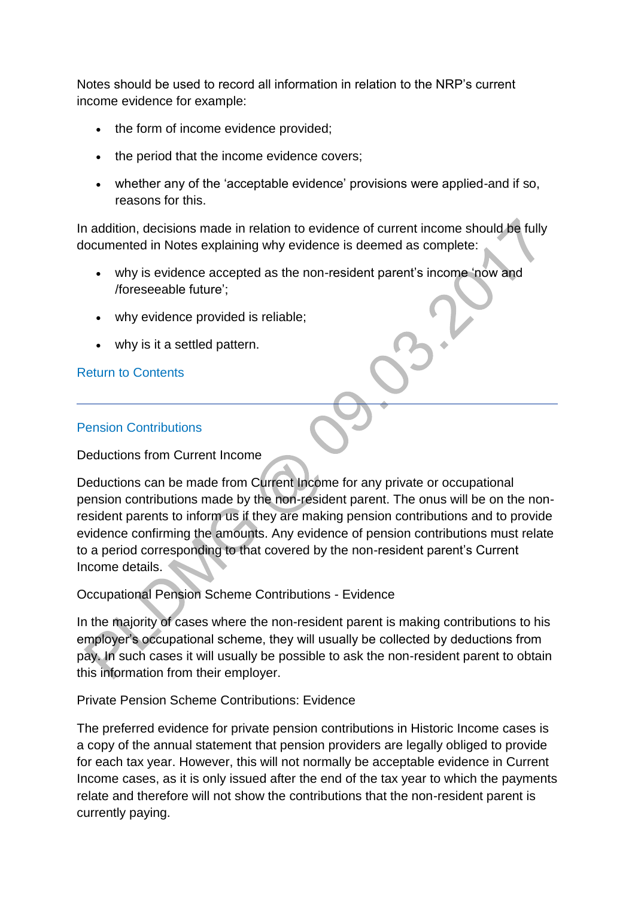Notes should be used to record all information in relation to the NRP's current income evidence for example:

- the form of income evidence provided;
- the period that the income evidence covers;
- whether any of the 'acceptable evidence' provisions were applied-and if so, reasons for this.

In addition, decisions made in relation to evidence of current income should be fully documented in Notes explaining why evidence is deemed as complete:

- why is evidence accepted as the non-resident parent's income 'now and /foreseeable future';
- why evidence provided is reliable;
- why is it a settled pattern.

Return to Contents

---

## Pension Contributions

### Deductions from Current Income

Deductions can be made from Current Income for any private or occupational pension contributions made by the non-resident parent. The onus will be on the non-resident parents to inform us if they are making pension contributions and to provide evidence confirming the amounts. Any evidence of pension contributions must relate to a period corresponding to that covered by the non-resident parent's Current Income details.

### Occupational Pension Scheme Contributions - Evidence

In the majority of cases where the non-resident parent is making contributions to his employer's occupational scheme, they will usually be collected by deductions from pay. In such cases it will usually be possible to ask the non-resident parent to obtain this information from their employer.

### Private Pension Scheme Contributions: Evidence

The preferred evidence for private pension contributions in Historic Income cases is a copy of the annual statement that pension providers are legally obliged to provide for each tax year. However, this will not normally be acceptable evidence in Current Income cases, as it is only issued after the end of the tax year to which the payments relate and therefore will not show the contributions that the non-resident parent is currently paying.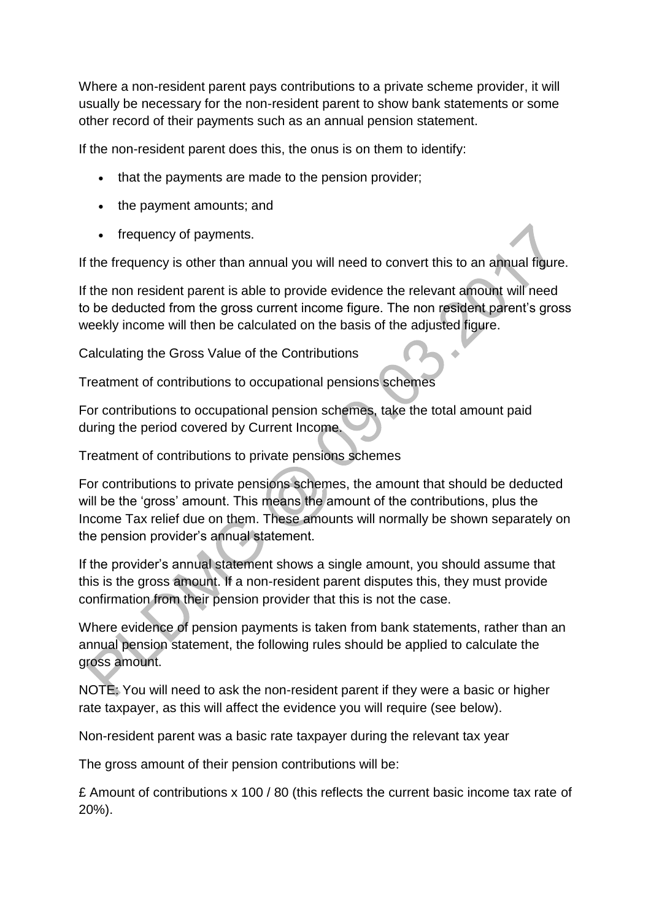Where a non-resident parent pays contributions to a private scheme provider, it will usually be necessary for the non-resident parent to show bank statements or some other record of their payments such as an annual pension statement.

If the non-resident parent does this, the onus is on them to identify:

- that the payments are made to the pension provider;
- the payment amounts; and
- frequency of payments.

If the frequency is other than annual you will need to convert this to an annual figure.

If the non resident parent is able to provide evidence the relevant amount will need to be deducted from the gross current income figure. The non resident parent's gross weekly income will then be calculated on the basis of the adjusted figure.

Calculating the Gross Value of the Contributions

Treatment of contributions to occupational pensions schemes

For contributions to occupational pension schemes, take the total amount paid during the period covered by Current Income.

Treatment of contributions to private pensions schemes

For contributions to private pensions schemes, the amount that should be deducted will be the 'gross' amount. This means the amount of the contributions, plus the Income Tax relief due on them. These amounts will normally be shown separately on the pension provider's annual statement.

If the provider's annual statement shows a single amount, you should assume that this is the gross amount. If a non-resident parent disputes this, they must provide confirmation from their pension provider that this is not the case.

Where evidence of pension payments is taken from bank statements, rather than an annual pension statement, the following rules should be applied to calculate the gross amount.

NOTE: You will need to ask the non-resident parent if they were a basic or higher rate taxpayer, as this will affect the evidence you will require (see below).

Non-resident parent was a basic rate taxpayer during the relevant tax year

The gross amount of their pension contributions will be:

£ Amount of contributions x 100 / 80 (this reflects the current basic income tax rate of 20%).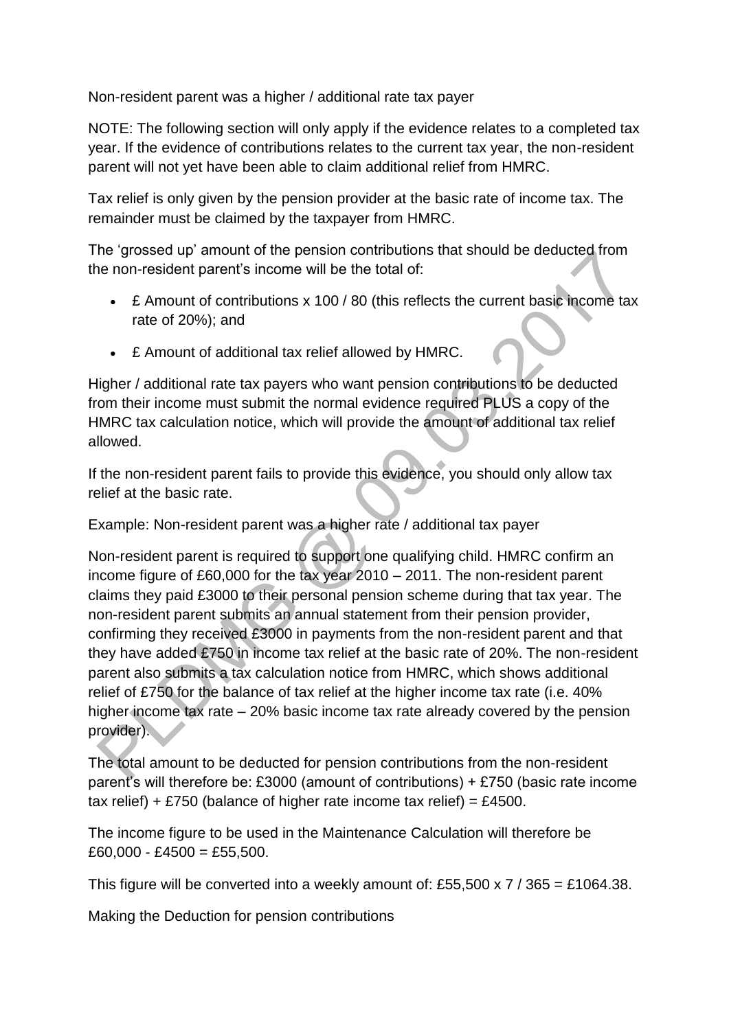### Non-resident parent was a higher / additional rate tax payer

NOTE: The following section will only apply if the evidence relates to a completed tax year. If the evidence of contributions relates to the current tax year, the non-resident parent will not yet have been able to claim additional relief from HMRC.

Tax relief is only given by the pension provider at the basic rate of income tax. The remainder must be claimed by the taxpayer from HMRC.

The 'grossed up' amount of the pension contributions that should be deducted from the non-resident parent's income will be the total of:

- £ Amount of contributions x 100 / 80 (this reflects the current basic income tax rate of 20%); and
- £ Amount of additional tax relief allowed by HMRC.

Higher / additional rate tax payers who want pension contributions to be deducted from their income must submit the normal evidence required PLUS a copy of the HMRC tax calculation notice, which will provide the amount of additional tax relief allowed.

If the non-resident parent fails to provide this evidence, you should only allow tax relief at the basic rate.

Example: Non-resident parent was a higher rate / additional tax payer

Non-resident parent is required to support one qualifying child. HMRC confirm an income figure of £60,000 for the tax year 2010 – 2011. The non-resident parent claims they paid £3000 to their personal pension scheme during that tax year. The non-resident parent submits an annual statement from their pension provider, confirming they received £3000 in payments from the non-resident parent and that they have added £750 in income tax relief at the basic rate of 20%. The non-resident parent also submits a tax calculation notice from HMRC, which shows additional relief of £750 for the balance of tax relief at the higher income tax rate (i.e. 40% higher income tax rate – 20% basic income tax rate already covered by the pension provider).

The total amount to be deducted for pension contributions from the non-resident parent's will therefore be: £3000 (amount of contributions) + £750 (basic rate income tax relief) + £750 (balance of higher rate income tax relief) = £4500.

The income figure to be used in the Maintenance Calculation will therefore be £60,000 - £4500 = £55,500.

This figure will be converted into a weekly amount of: £55,500 x 7 / 365 = £1064.38.

### Making the Deduction for pension contributions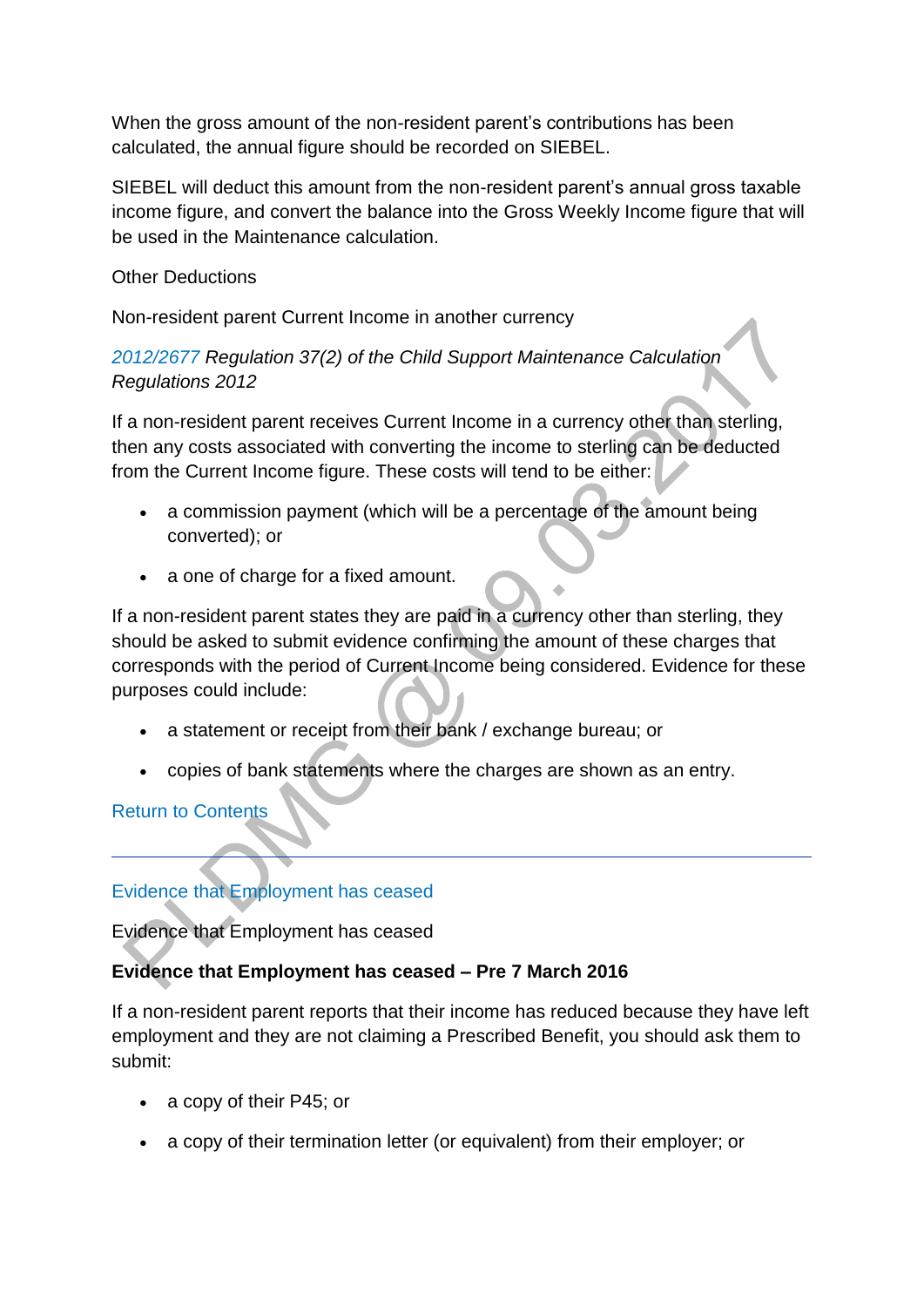When the gross amount of the non-resident parent's contributions has been calculated, the annual figure should be recorded on SIEBEL.

SIEBEL will deduct this amount from the non-resident parent's annual gross taxable income figure, and convert the balance into the Gross Weekly Income figure that will be used in the Maintenance calculation.

Other Deductions

Non-resident parent Current Income in another currency

2012/2677 *Regulation 37(2) of the Child Support Maintenance Calculation Regulations 2012*

If a non-resident parent receives Current Income in a currency other than sterling, then any costs associated with converting the income to sterling can be deducted from the Current Income figure. These costs will tend to be either:

- a commission payment (which will be a percentage of the amount being converted); or
- a one of charge for a fixed amount.

If a non-resident parent states they are paid in a currency other than sterling, they should be asked to submit evidence confirming the amount of these charges that corresponds with the period of Current Income being considered. Evidence for these purposes could include:

- a statement or receipt from their bank / exchange bureau; or
- copies of bank statements where the charges are shown as an entry.

Return to Contents

---

Evidence that Employment has ceased

Evidence that Employment has ceased

**Evidence that Employment has ceased – Pre 7 March 2016**

If a non-resident parent reports that their income has reduced because they have left employment and they are not claiming a Prescribed Benefit, you should ask them to submit:

- a copy of their P45; or
- a copy of their termination letter (or equivalent) from their employer; or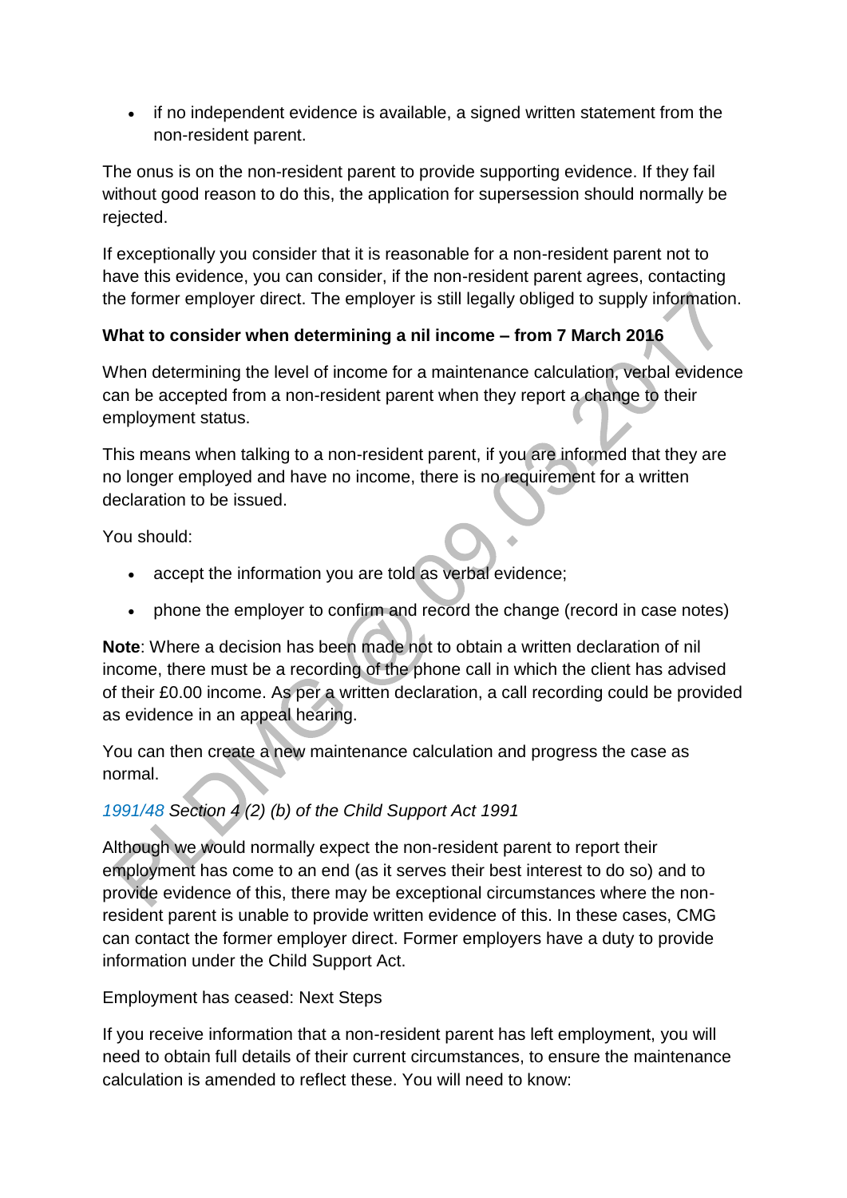- if no independent evidence is available, a signed written statement from the non-resident parent.

The onus is on the non-resident parent to provide supporting evidence. If they fail without good reason to do this, the application for supersession should normally be rejected.

If exceptionally you consider that it is reasonable for a non-resident parent not to have this evidence, you can consider, if the non-resident parent agrees, contacting the former employer direct. The employer is still legally obliged to supply information.

**What to consider when determining a nil income – from 7 March 2016**

When determining the level of income for a maintenance calculation, verbal evidence can be accepted from a non-resident parent when they report a change to their employment status.

This means when talking to a non-resident parent, if you are informed that they are no longer employed and have no income, there is no requirement for a written declaration to be issued.

You should:

- accept the information you are told as verbal evidence;
- phone the employer to confirm and record the change (record in case notes)

**Note**: Where a decision has been made not to obtain a written declaration of nil income, there must be a recording of the phone call in which the client has advised of their £0.00 income. As per a written declaration, a call recording could be provided as evidence in an appeal hearing.

You can then create a new maintenance calculation and progress the case as normal.

*1991/48 Section 4 (2) (b) of the Child Support Act 1991*

Although we would normally expect the non-resident parent to report their employment has come to an end (as it serves their best interest to do so) and to provide evidence of this, there may be exceptional circumstances where the non-resident parent is unable to provide written evidence of this. In these cases, CMG can contact the former employer direct. Former employers have a duty to provide information under the Child Support Act.

Employment has ceased: Next Steps

If you receive information that a non-resident parent has left employment, you will need to obtain full details of their current circumstances, to ensure the maintenance calculation is amended to reflect these. You will need to know: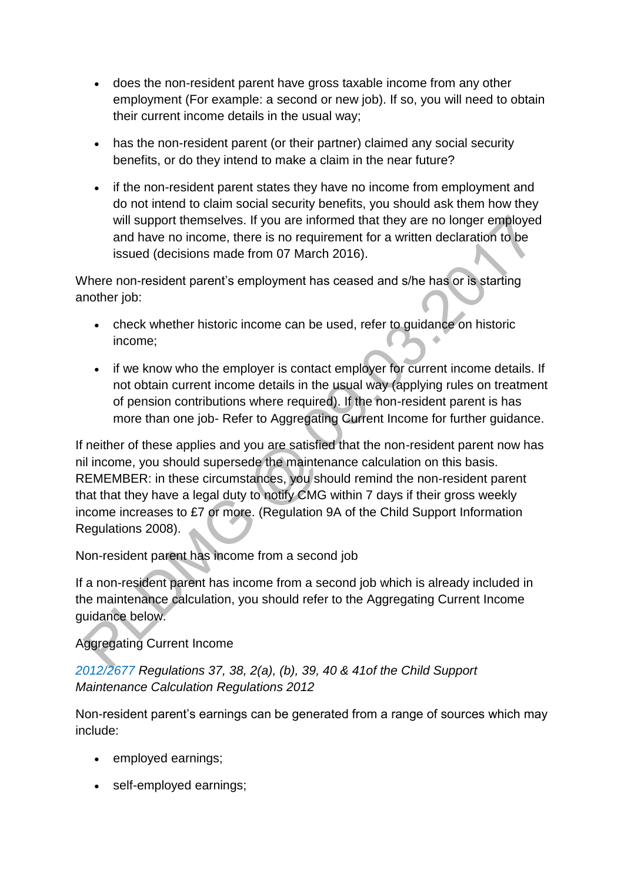- does the non-resident parent have gross taxable income from any other employment (For example: a second or new job). If so, you will need to obtain their current income details in the usual way;
- has the non-resident parent (or their partner) claimed any social security benefits, or do they intend to make a claim in the near future?
- if the non-resident parent states they have no income from employment and do not intend to claim social security benefits, you should ask them how they will support themselves. If you are informed that they are no longer employed and have no income, there is no requirement for a written declaration to be issued (decisions made from 07 March 2016).

Where non-resident parent's employment has ceased and s/he has or is starting another job:

- check whether historic income can be used, refer to guidance on historic income;
- if we know who the employer is contact employer for current income details. If not obtain current income details in the usual way (applying rules on treatment of pension contributions where required). If the non-resident parent is has more than one job- Refer to Aggregating Current Income for further guidance.

If neither of these applies and you are satisfied that the non-resident parent now has nil income, you should supersede the maintenance calculation on this basis. REMEMBER: in these circumstances, you should remind the non-resident parent that that they have a legal duty to notify CMG within 7 days if their gross weekly income increases to £7 or more. (Regulation 9A of the Child Support Information Regulations 2008).

Non-resident parent has income from a second job

If a non-resident parent has income from a second job which is already included in the maintenance calculation, you should refer to the Aggregating Current Income guidance below.

Aggregating Current Income

*2012/2677 Regulations 37, 38, 2(a), (b), 39, 40 & 41of the Child Support Maintenance Calculation Regulations 2012*

Non-resident parent's earnings can be generated from a range of sources which may include:

- employed earnings;
- self-employed earnings;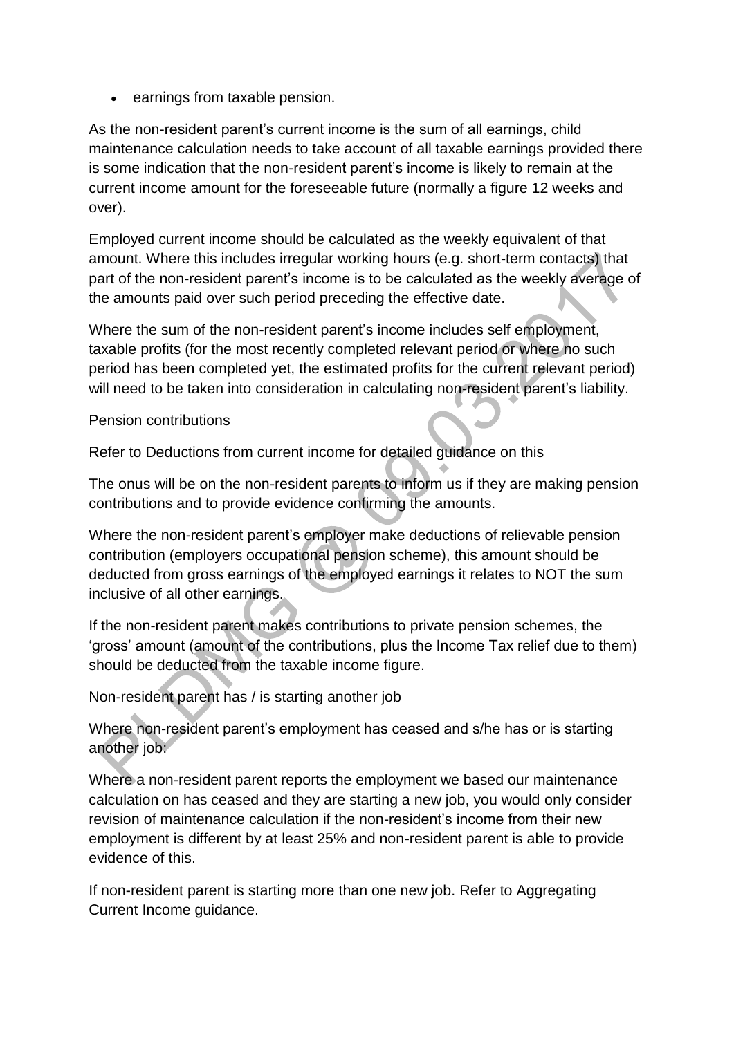- earnings from taxable pension.

As the non-resident parent's current income is the sum of all earnings, child maintenance calculation needs to take account of all taxable earnings provided there is some indication that the non-resident parent's income is likely to remain at the current income amount for the foreseeable future (normally a figure 12 weeks and over).

Employed current income should be calculated as the weekly equivalent of that amount. Where this includes irregular working hours (e.g. short-term contacts) that part of the non-resident parent's income is to be calculated as the weekly average of the amounts paid over such period preceding the effective date.

Where the sum of the non-resident parent's income includes self employment, taxable profits (for the most recently completed relevant period or where no such period has been completed yet, the estimated profits for the current relevant period) will need to be taken into consideration in calculating non-resident parent's liability.

Pension contributions

Refer to Deductions from current income for detailed guidance on this

The onus will be on the non-resident parents to inform us if they are making pension contributions and to provide evidence confirming the amounts.

Where the non-resident parent's employer make deductions of relievable pension contribution (employers occupational pension scheme), this amount should be deducted from gross earnings of the employed earnings it relates to NOT the sum inclusive of all other earnings.

If the non-resident parent makes contributions to private pension schemes, the 'gross' amount (amount of the contributions, plus the Income Tax relief due to them) should be deducted from the taxable income figure.

Non-resident parent has / is starting another job

Where non-resident parent's employment has ceased and s/he has or is starting another job:

Where a non-resident parent reports the employment we based our maintenance calculation on has ceased and they are starting a new job, you would only consider revision of maintenance calculation if the non-resident's income from their new employment is different by at least 25% and non-resident parent is able to provide evidence of this.

If non-resident parent is starting more than one new job. Refer to Aggregating Current Income guidance.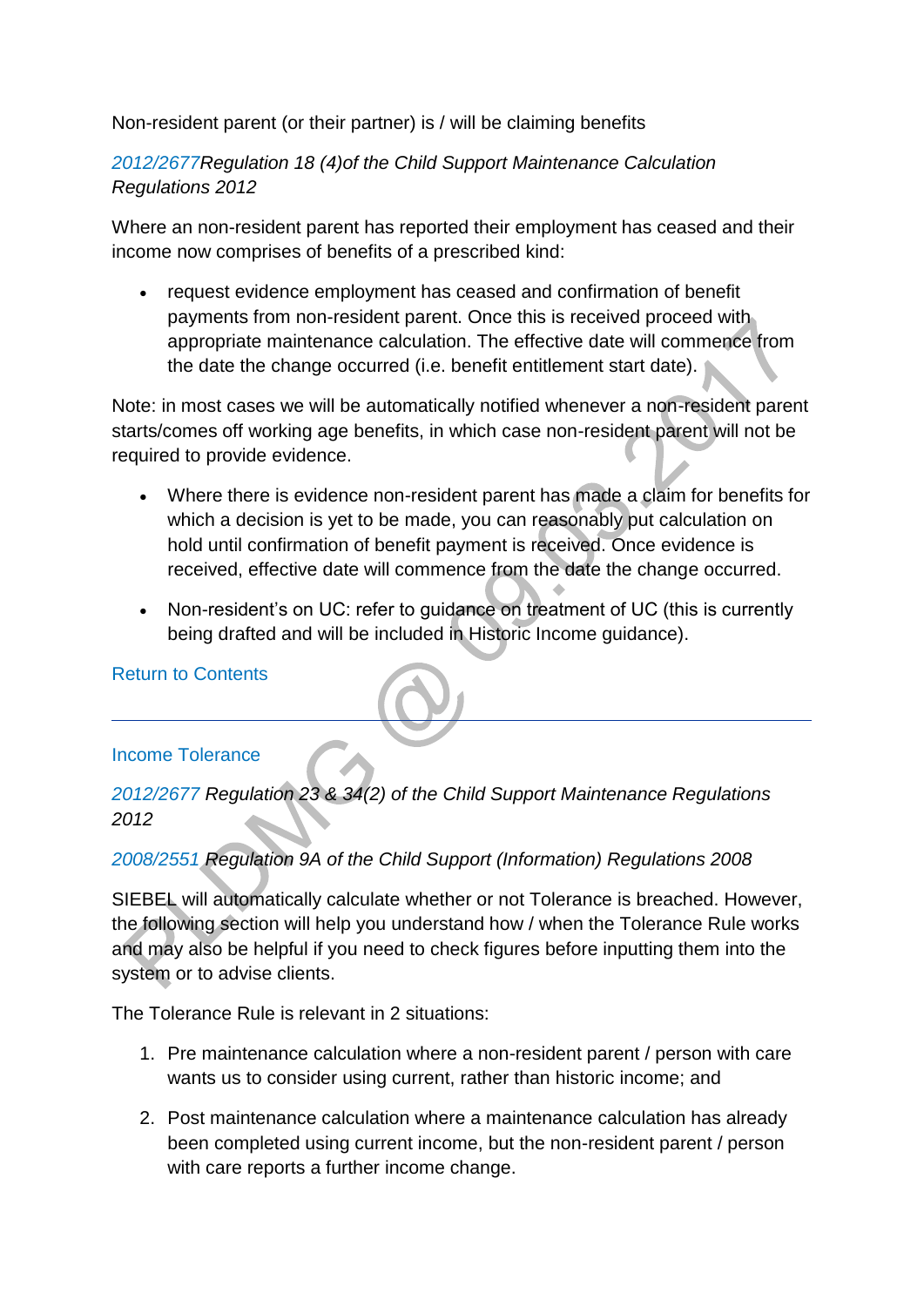Non-resident parent (or their partner) is / will be claiming benefits

*2012/2677Regulation 18 (4)of the Child Support Maintenance Calculation Regulations 2012*

Where an non-resident parent has reported their employment has ceased and their income now comprises of benefits of a prescribed kind:

- request evidence employment has ceased and confirmation of benefit payments from non-resident parent. Once this is received proceed with appropriate maintenance calculation. The effective date will commence from the date the change occurred (i.e. benefit entitlement start date).

Note: in most cases we will be automatically notified whenever a non-resident parent starts/comes off working age benefits, in which case non-resident parent will not be required to provide evidence.

- Where there is evidence non-resident parent has made a claim for benefits for which a decision is yet to be made, you can reasonably put calculation on hold until confirmation of benefit payment is received. Once evidence is received, effective date will commence from the date the change occurred.
- Non-resident's on UC: refer to guidance on treatment of UC (this is currently being drafted and will be included in Historic Income guidance).

Return to Contents

---

## Income Tolerance

*2012/2677 Regulation 23 & 34(2) of the Child Support Maintenance Regulations 2012*

*2008/2551 Regulation 9A of the Child Support (Information) Regulations 2008*

SIEBEL will automatically calculate whether or not Tolerance is breached. However, the following section will help you understand how / when the Tolerance Rule works and may also be helpful if you need to check figures before inputting them into the system or to advise clients.

The Tolerance Rule is relevant in 2 situations:

1. Pre maintenance calculation where a non-resident parent / person with care wants us to consider using current, rather than historic income; and
2. Post maintenance calculation where a maintenance calculation has already been completed using current income, but the non-resident parent / person with care reports a further income change.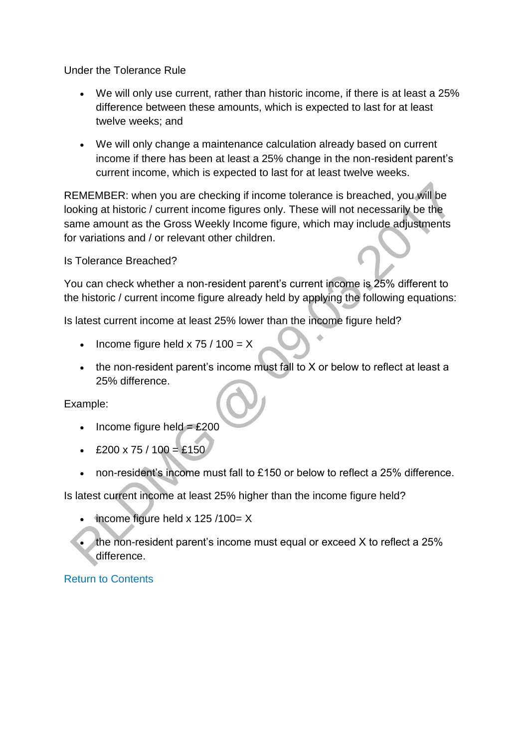Under the Tolerance Rule

- We will only use current, rather than historic income, if there is at least a 25% difference between these amounts, which is expected to last for at least twelve weeks; and
- We will only change a maintenance calculation already based on current income if there has been at least a 25% change in the non-resident parent's current income, which is expected to last for at least twelve weeks.

REMEMBER: when you are checking if income tolerance is breached, you will be looking at historic / current income figures only. These will not necessarily be the same amount as the Gross Weekly Income figure, which may include adjustments for variations and / or relevant other children.

Is Tolerance Breached?

You can check whether a non-resident parent's current income is 25% different to the historic / current income figure already held by applying the following equations:

Is latest current income at least 25% lower than the income figure held?

- Income figure held x 75 / 100 = X
- the non-resident parent's income must fall to X or below to reflect at least a 25% difference.

Example:

- Income figure held = £200
- £200 x 75 / 100 = £150
- non-resident's income must fall to £150 or below to reflect a 25% difference.

Is latest current income at least 25% higher than the income figure held?

- income figure held x 125 /100= X
- the non-resident parent's income must equal or exceed X to reflect a 25% difference.

Return to Contents